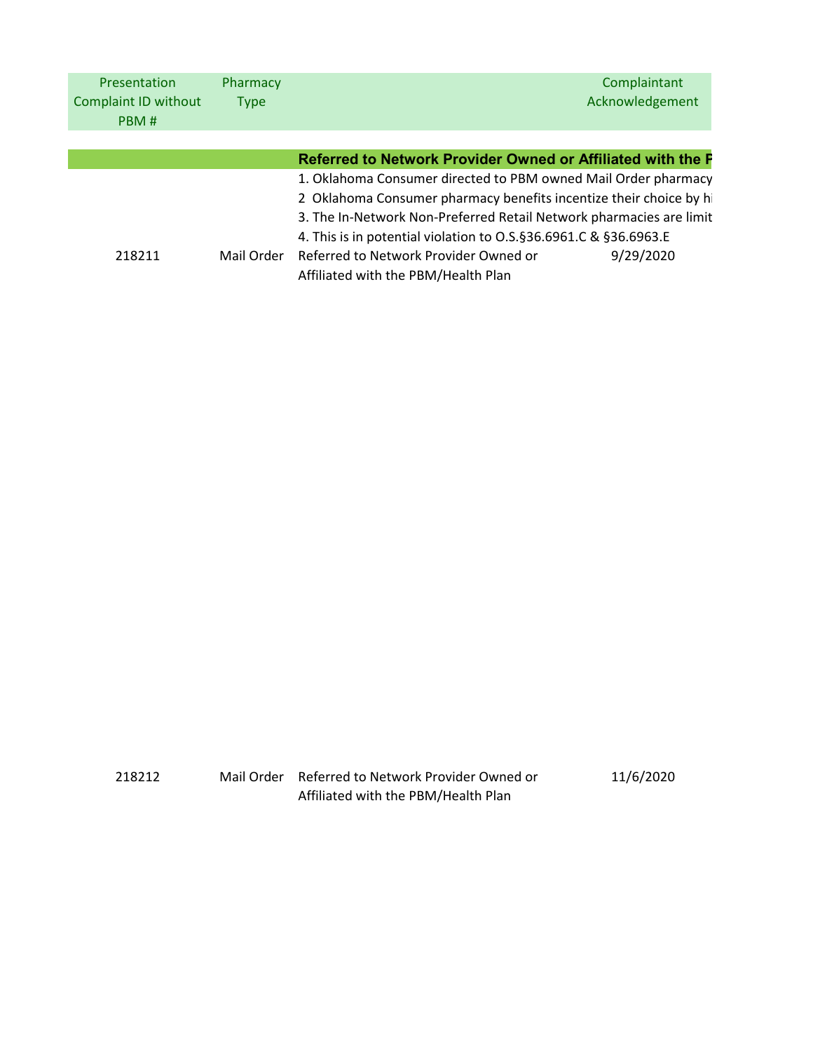| Presentation Complaint ID without PBM # | Pharmacy Type | | Complainant Acknowledgement |
|---|---|---|---|
| | | **Referred to Network Provider Owned or Affiliated with the P** | |
| | | 1. Oklahoma Consumer directed to PBM owned Mail Order pharmacy<br>2 Oklahoma Consumer pharmacy benefits incentize their choice by hi<br>3. The In-Network Non-Preferred Retail Network pharmacies are limit<br>4. This is in potential violation to O.S.§36.6961.C & §36.6963.E | |
| 218211 | Mail Order | Referred to Network Provider Owned or Affiliated with the PBM/Health Plan | 9/29/2020 |
| 218212 | Mail Order | Referred to Network Provider Owned or Affiliated with the PBM/Health Plan | 11/6/2020 |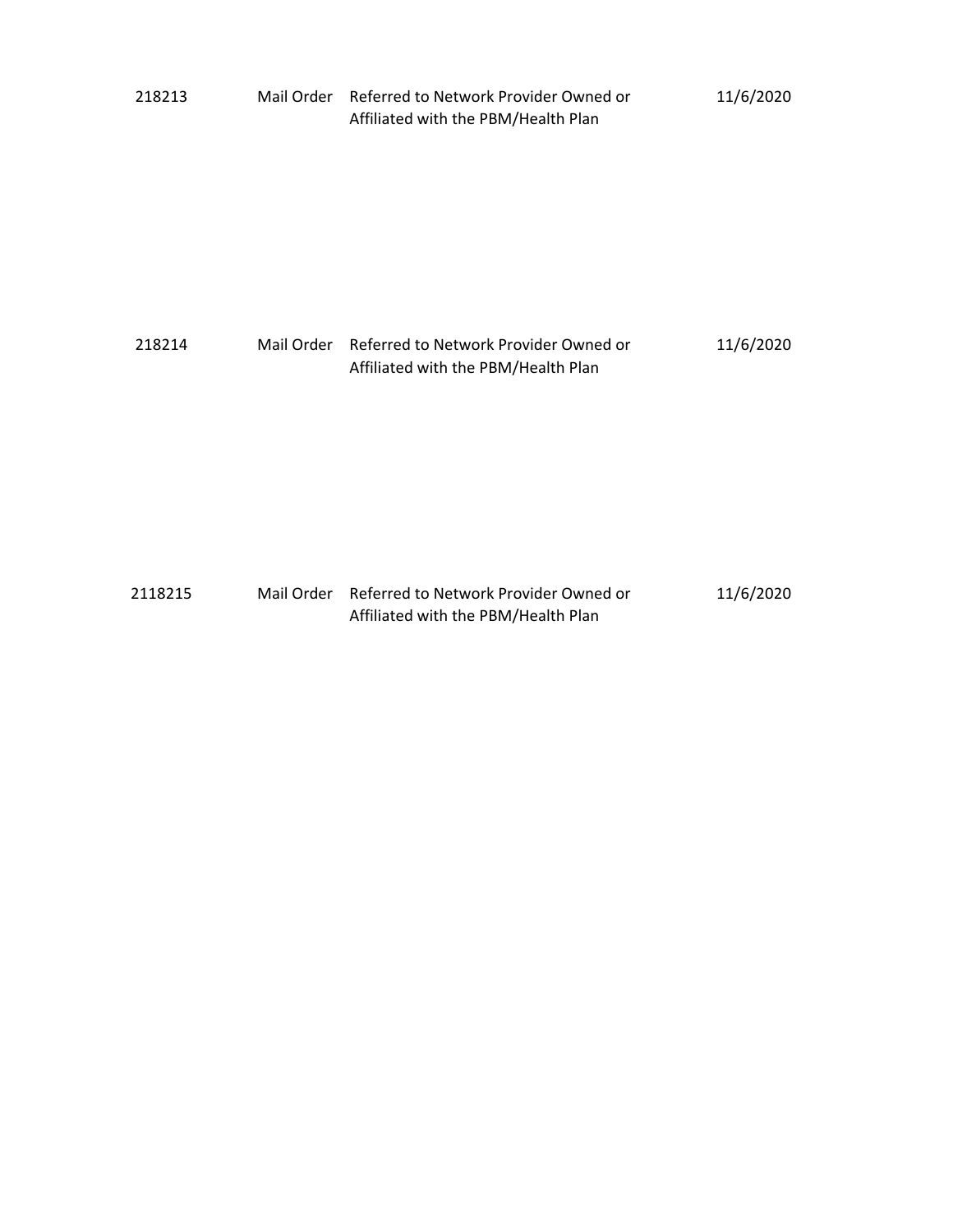| | | | |
|---|---|---|---|
| 218213 | Mail Order | Referred to Network Provider Owned or Affiliated with the PBM/Health Plan | 11/6/2020 |
| 218214 | Mail Order | Referred to Network Provider Owned or Affiliated with the PBM/Health Plan | 11/6/2020 |
| 2118215 | Mail Order | Referred to Network Provider Owned or Affiliated with the PBM/Health Plan | 11/6/2020 |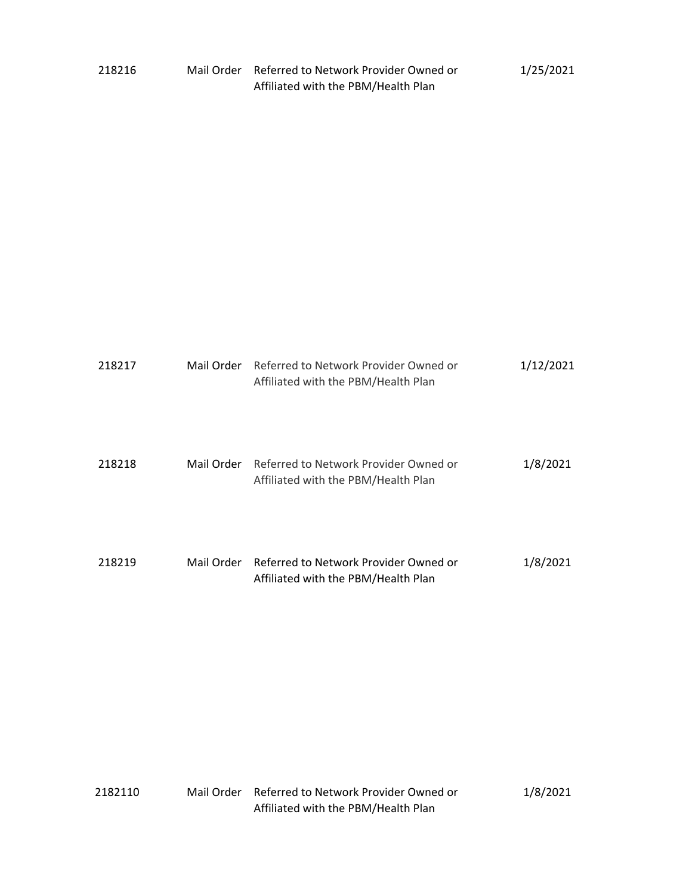| | | | |
|---|---|---|---|
| 218216 | Mail Order | Referred to Network Provider Owned or Affiliated with the PBM/Health Plan | 1/25/2021 |
| 218217 | Mail Order | Referred to Network Provider Owned or Affiliated with the PBM/Health Plan | 1/12/2021 |
| 218218 | Mail Order | Referred to Network Provider Owned or Affiliated with the PBM/Health Plan | 1/8/2021 |
| 218219 | Mail Order | Referred to Network Provider Owned or Affiliated with the PBM/Health Plan | 1/8/2021 |
| 2182110 | Mail Order | Referred to Network Provider Owned or Affiliated with the PBM/Health Plan | 1/8/2021 |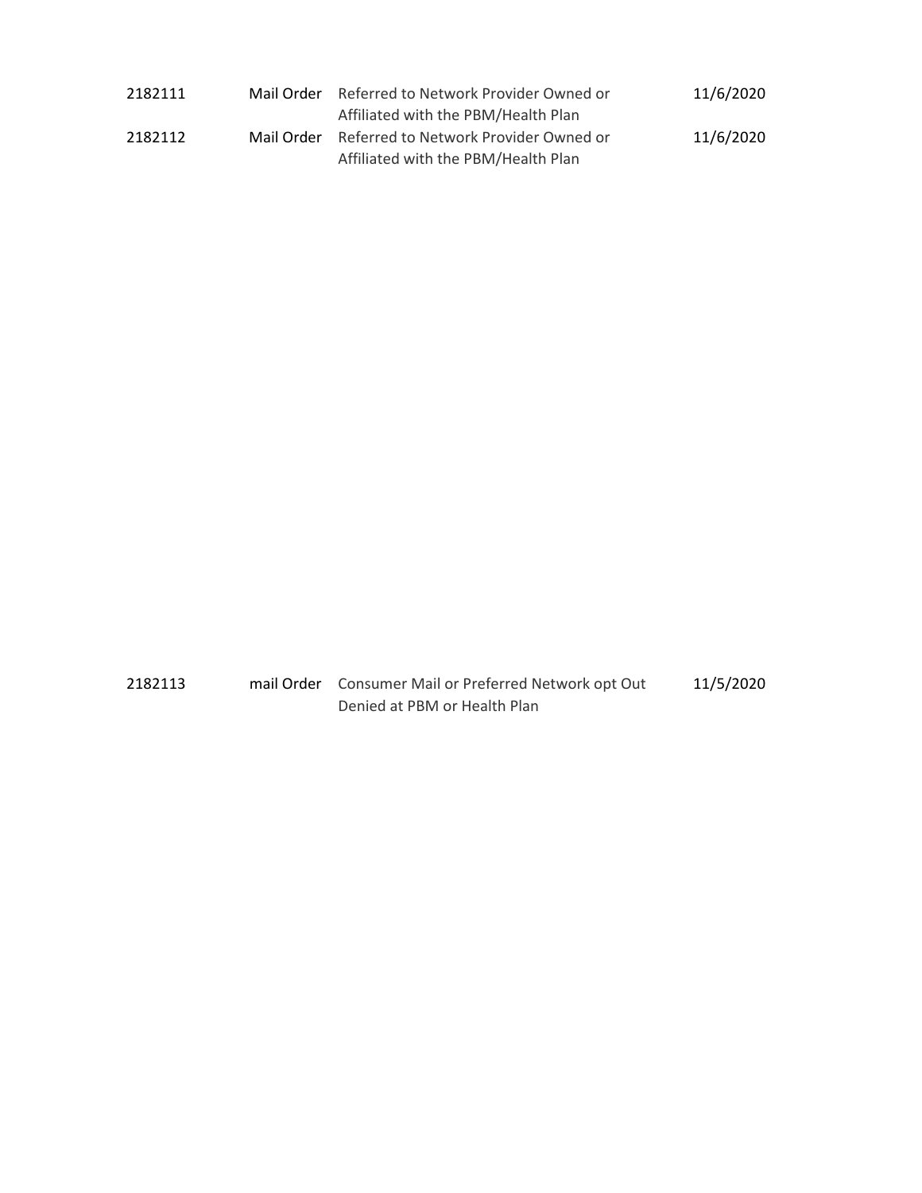| | | | |
|---|---|---|---|
| 2182111 | Mail Order | Referred to Network Provider Owned or Affiliated with the PBM/Health Plan | 11/6/2020 |
| 2182112 | Mail Order | Referred to Network Provider Owned or Affiliated with the PBM/Health Plan | 11/6/2020 |
| 2182113 | mail Order | Consumer Mail or Preferred Network opt Out Denied at PBM or Health Plan | 11/5/2020 |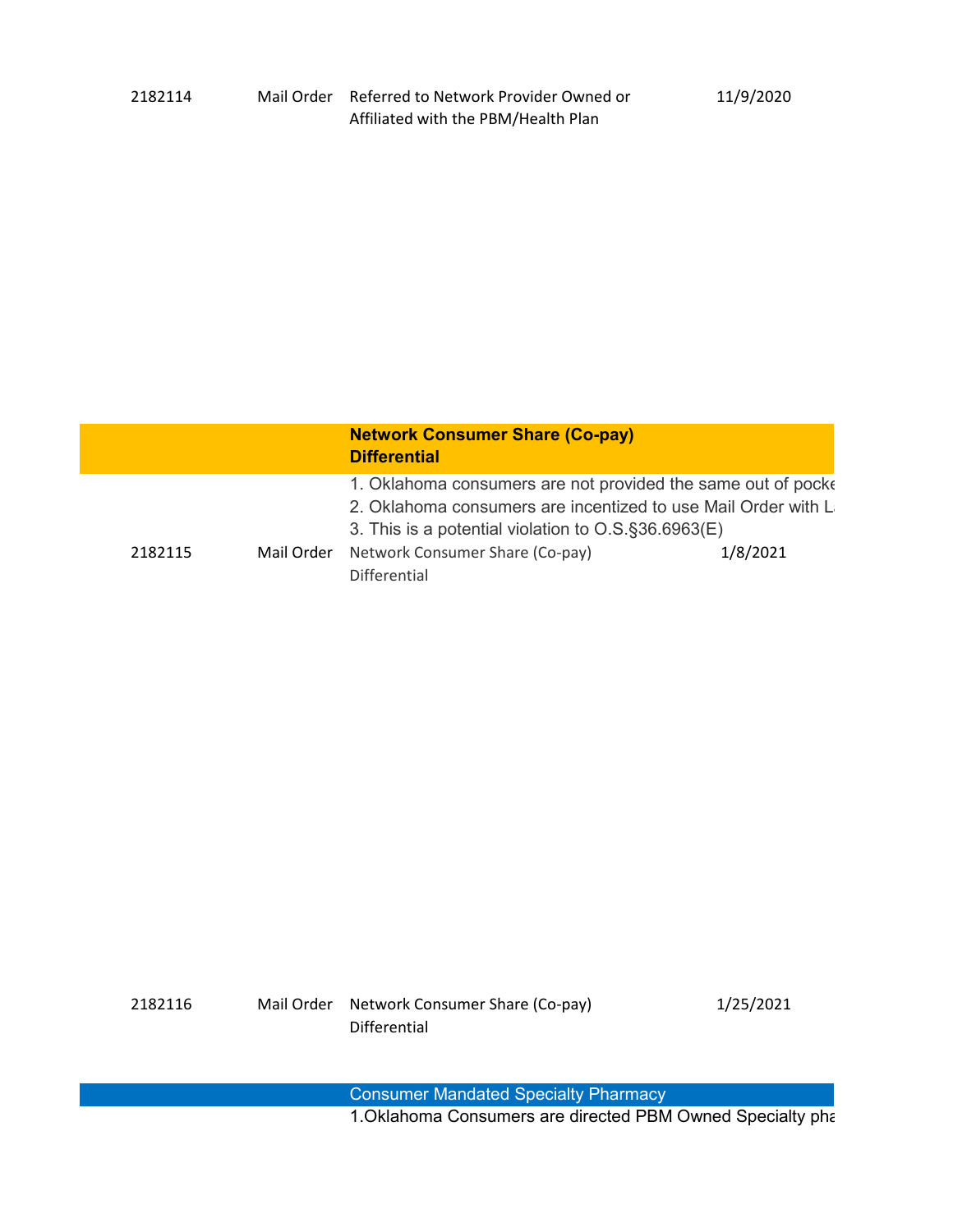| | | | |
|---|---|---|---|
| 2182114 | Mail Order | Referred to Network Provider Owned or Affiliated with the PBM/Health Plan | 11/9/2020 |

**Network Consumer Share (Co-pay) Differential**

1. Oklahoma consumers are not provided the same out of pocke
2. Oklahoma consumers are incentized to use Mail Order with L
3. This is a potential violation to O.S.§36.6963(E)

| | | | |
|---|---|---|---|
| 2182115 | Mail Order | Network Consumer Share (Co-pay) Differential | 1/8/2021 |
| 2182116 | Mail Order | Network Consumer Share (Co-pay) Differential | 1/25/2021 |

Consumer Mandated Specialty Pharmacy

1.Oklahoma Consumers are directed PBM Owned Specialty pha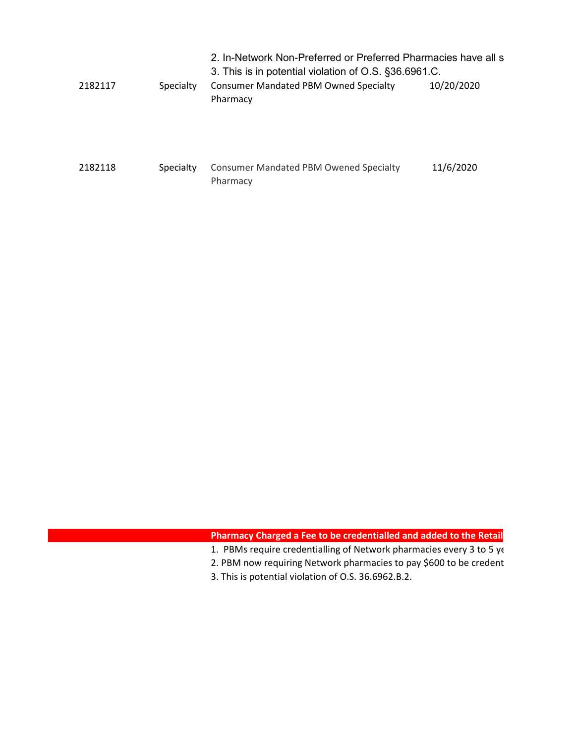2. In-Network Non-Preferred or Preferred Pharmacies have all s
3. This is in potential violation of O.S. §36.6961.C.

| | | | |
|---|---|---|---|
| 2182117 | Specialty | Consumer Mandated PBM Owned Specialty Pharmacy | 10/20/2020 |
| 2182118 | Specialty | Consumer Mandated PBM Owened Specialty Pharmacy | 11/6/2020 |

**Pharmacy Charged a Fee to be credentialled and added to the Retail**

1. PBMs require credentialling of Network pharmacies every 3 to 5 ye
2. PBM now requiring Network pharmacies to pay $600 to be credent
3. This is potential violation of O.S. 36.6962.B.2.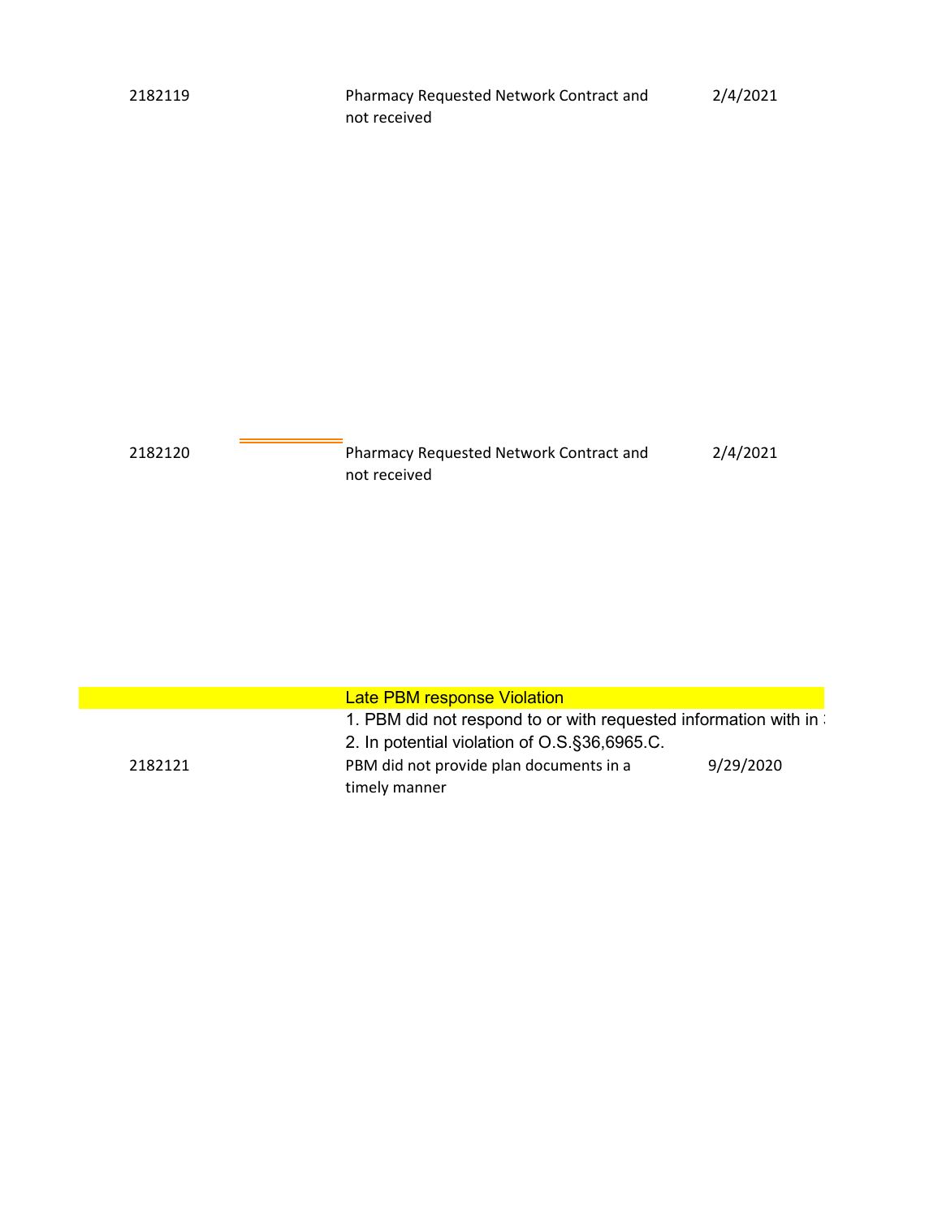| | | | |
|---|---|---|---|
| 2182119 | | Pharmacy Requested Network Contract and not received | 2/4/2021 |
| 2182120 | | Pharmacy Requested Network Contract and not received | 2/4/2021 |
| | | Late PBM response Violation<br>1. PBM did not respond to or with requested information with in<br>2. In potential violation of O.S.§36,6965.C. | |
| 2182121 | | PBM did not provide plan documents in a timely manner | 9/29/2020 |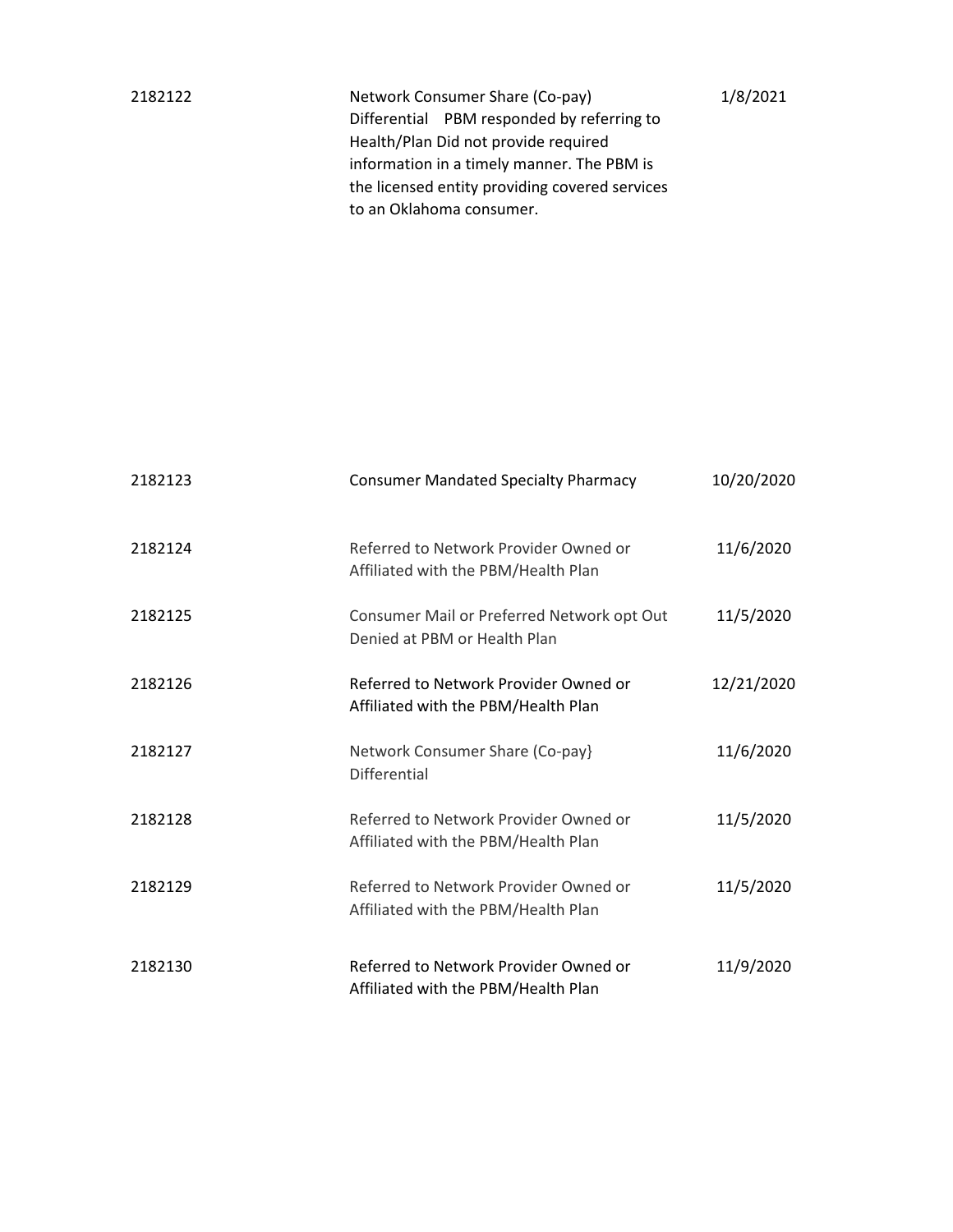| | | |
|---|---|---|
| 2182122 | Network Consumer Share (Co-pay) Differential PBM responded by referring to Health/Plan Did not provide required information in a timely manner. The PBM is the licensed entity providing covered services to an Oklahoma consumer. | 1/8/2021 |
| 2182123 | Consumer Mandated Specialty Pharmacy | 10/20/2020 |
| 2182124 | Referred to Network Provider Owned or Affiliated with the PBM/Health Plan | 11/6/2020 |
| 2182125 | Consumer Mail or Preferred Network opt Out Denied at PBM or Health Plan | 11/5/2020 |
| 2182126 | Referred to Network Provider Owned or Affiliated with the PBM/Health Plan | 12/21/2020 |
| 2182127 | Network Consumer Share (Co-pay} Differential | 11/6/2020 |
| 2182128 | Referred to Network Provider Owned or Affiliated with the PBM/Health Plan | 11/5/2020 |
| 2182129 | Referred to Network Provider Owned or Affiliated with the PBM/Health Plan | 11/5/2020 |
| 2182130 | Referred to Network Provider Owned or Affiliated with the PBM/Health Plan | 11/9/2020 |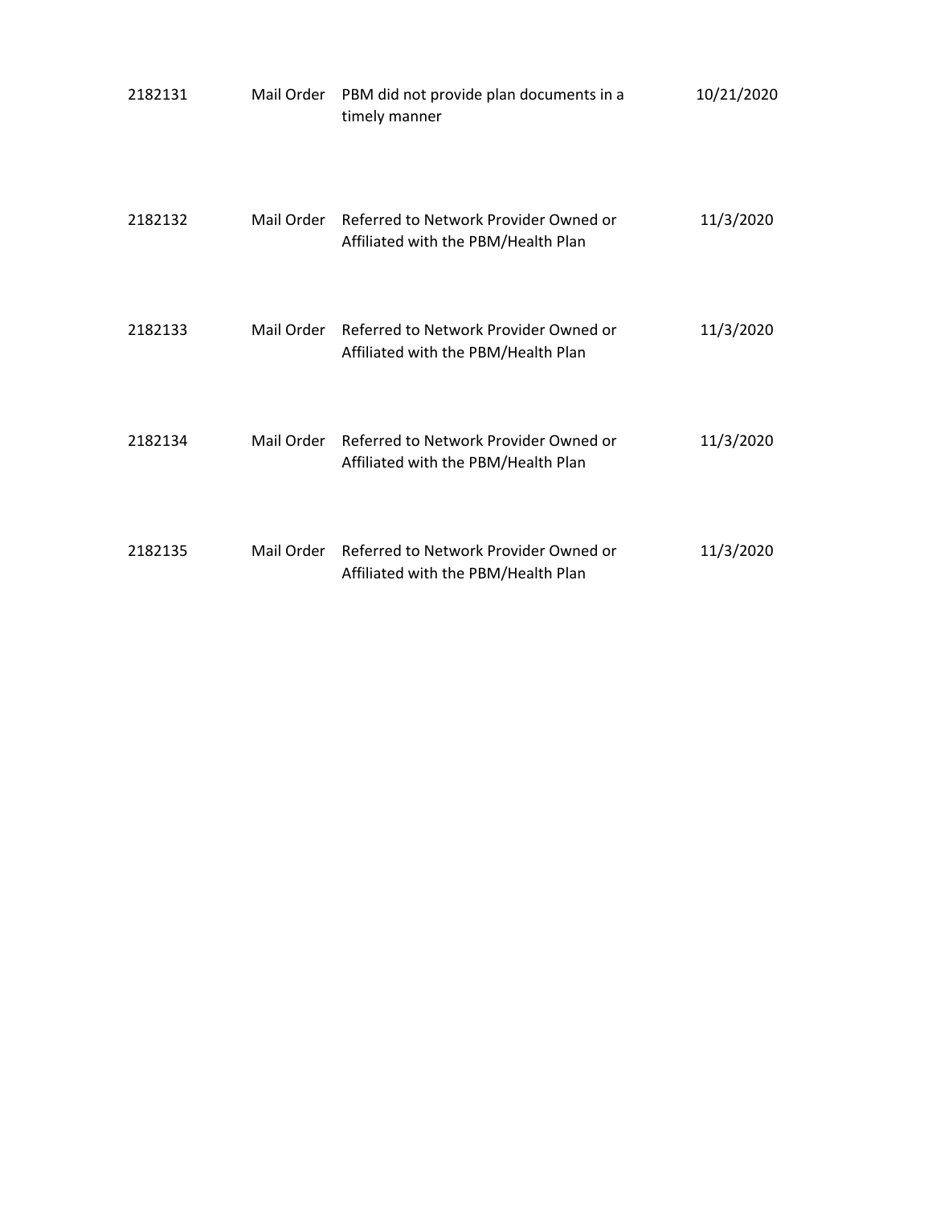| | | | |
|---|---|---|---|
| 2182131 | Mail Order | PBM did not provide plan documents in a timely manner | 10/21/2020 |
| 2182132 | Mail Order | Referred to Network Provider Owned or Affiliated with the PBM/Health Plan | 11/3/2020 |
| 2182133 | Mail Order | Referred to Network Provider Owned or Affiliated with the PBM/Health Plan | 11/3/2020 |
| 2182134 | Mail Order | Referred to Network Provider Owned or Affiliated with the PBM/Health Plan | 11/3/2020 |
| 2182135 | Mail Order | Referred to Network Provider Owned or Affiliated with the PBM/Health Plan | 11/3/2020 |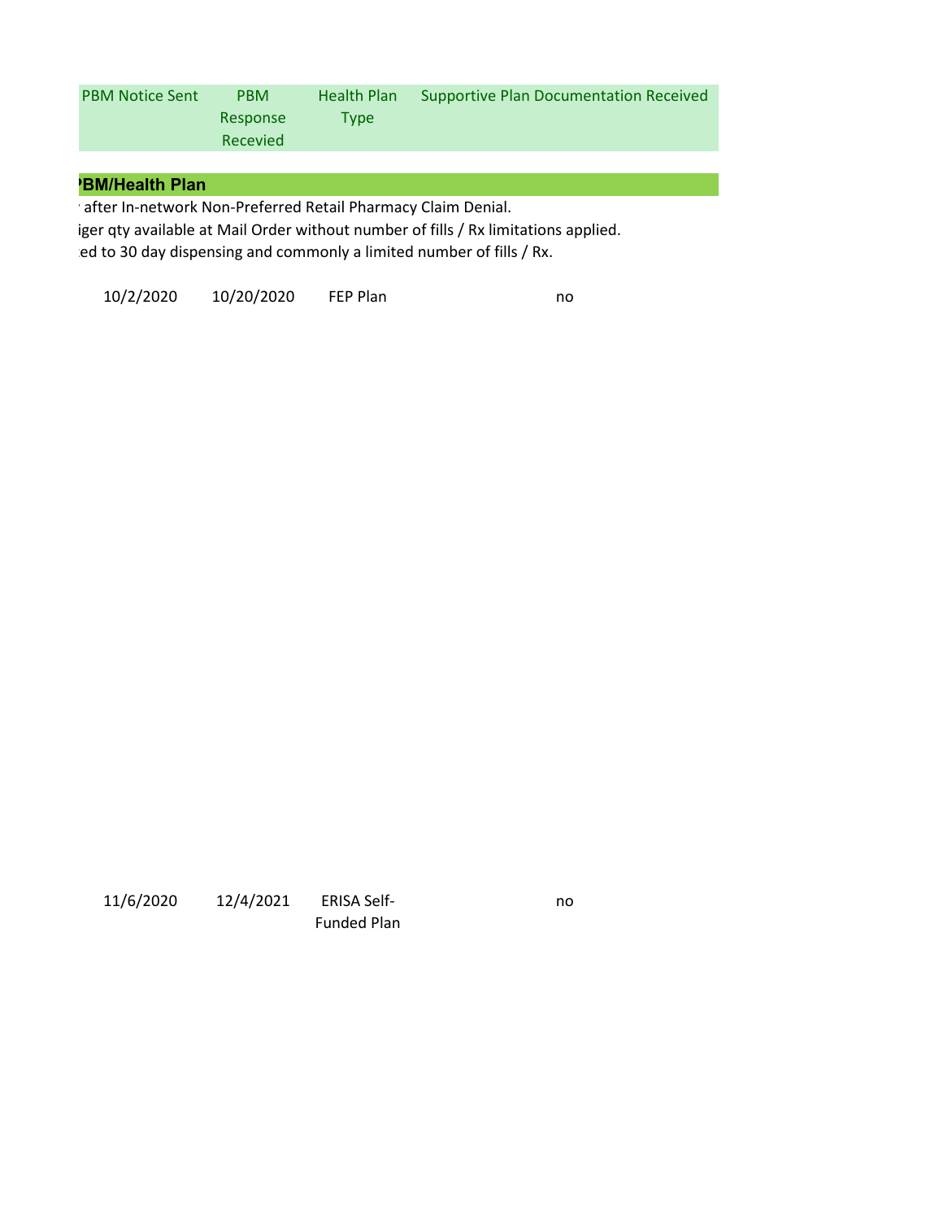| PBM Notice Sent | PBM Response Recevied | Health Plan Type | Supportive Plan Documentation Received |
|---|---|---|---|

**'BM/Health Plan**

' after In-network Non-Preferred Retail Pharmacy Claim Denial.
iger qty available at Mail Order without number of fills / Rx limitations applied.
:ed to 30 day dispensing and commonly a limited number of fills / Rx.

| PBM Notice Sent | PBM Response Recevied | Health Plan Type | Supportive Plan Documentation Received |
|---|---|---|---|
| 10/2/2020 | 10/20/2020 | FEP Plan | no |
| 11/6/2020 | 12/4/2021 | ERISA Self-Funded Plan | no |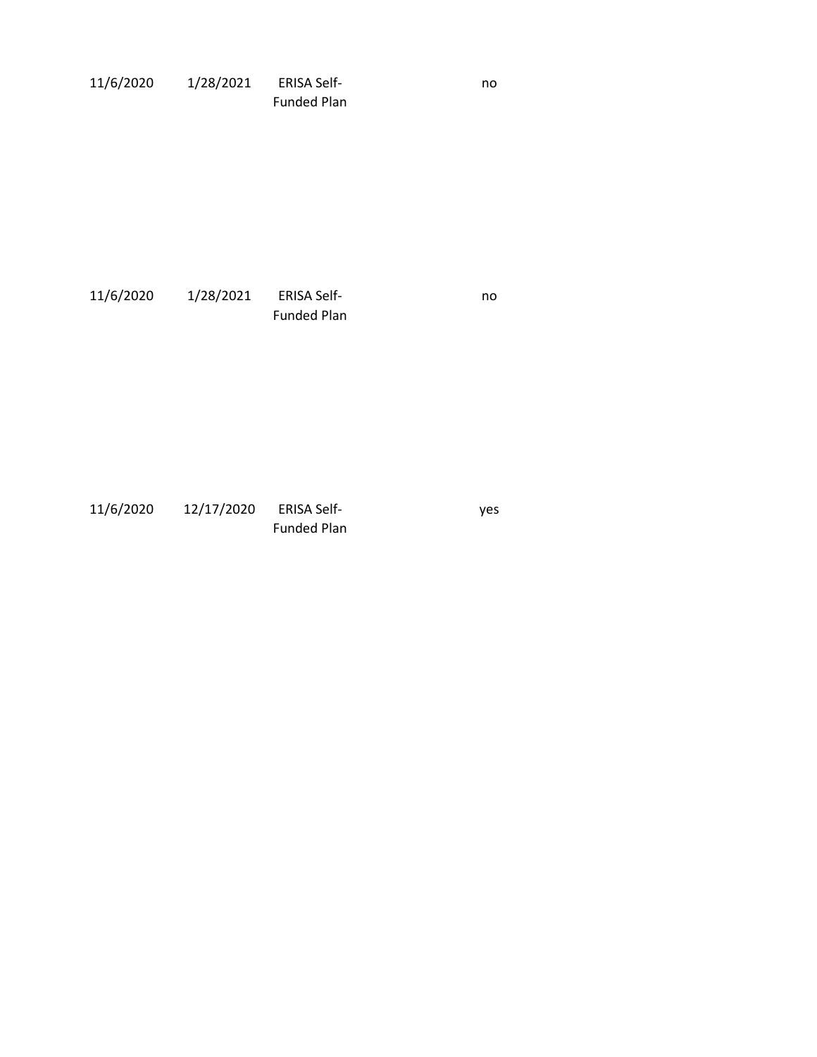| | | | |
|---|---|---|---|
| 11/6/2020 | 1/28/2021 | ERISA Self-Funded Plan | no |
| 11/6/2020 | 1/28/2021 | ERISA Self-Funded Plan | no |
| 11/6/2020 | 12/17/2020 | ERISA Self-Funded Plan | yes |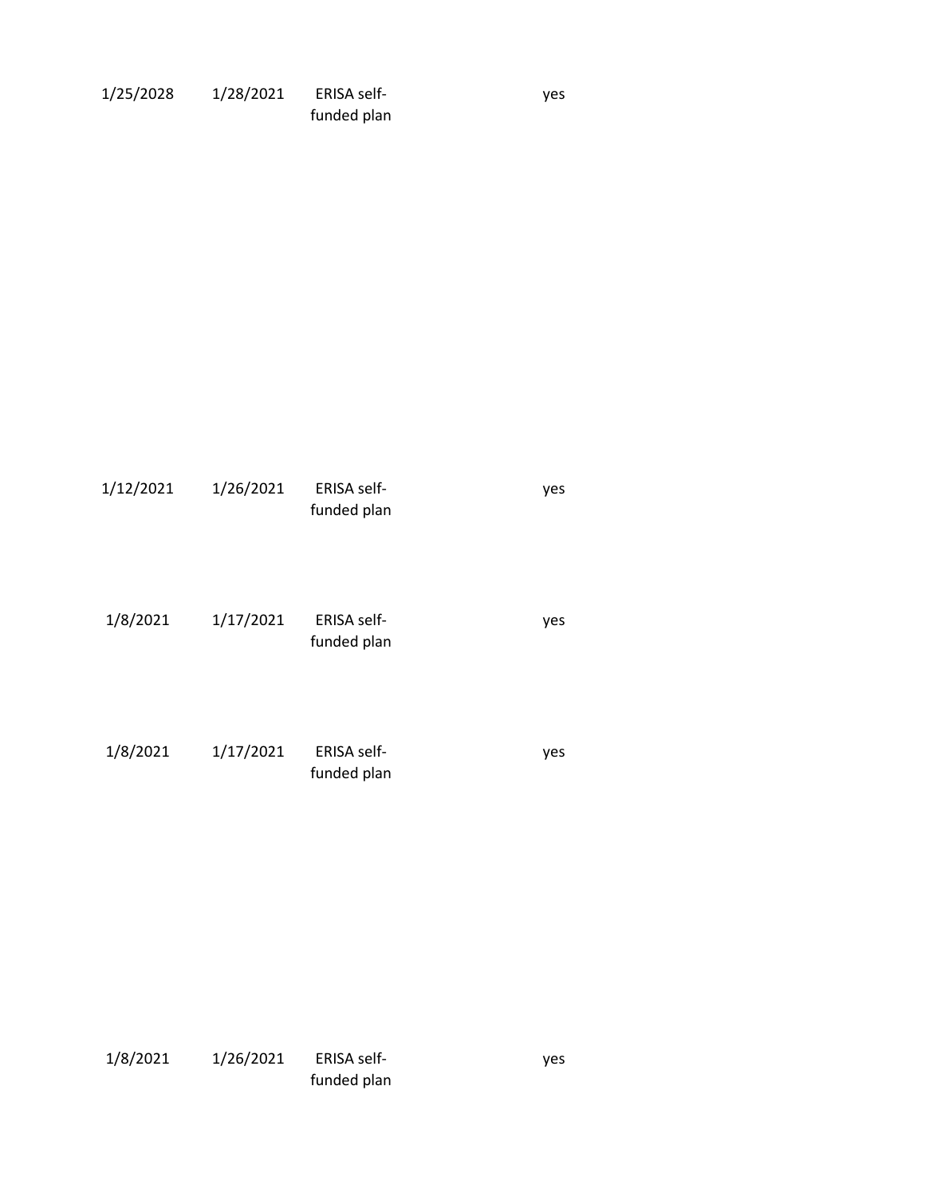| | | | |
|---|---|---|---|
| 1/25/2028 | 1/28/2021 | ERISA self-funded plan | yes |
| 1/12/2021 | 1/26/2021 | ERISA self-funded plan | yes |
| 1/8/2021 | 1/17/2021 | ERISA self-funded plan | yes |
| 1/8/2021 | 1/17/2021 | ERISA self-funded plan | yes |
| 1/8/2021 | 1/26/2021 | ERISA self-funded plan | yes |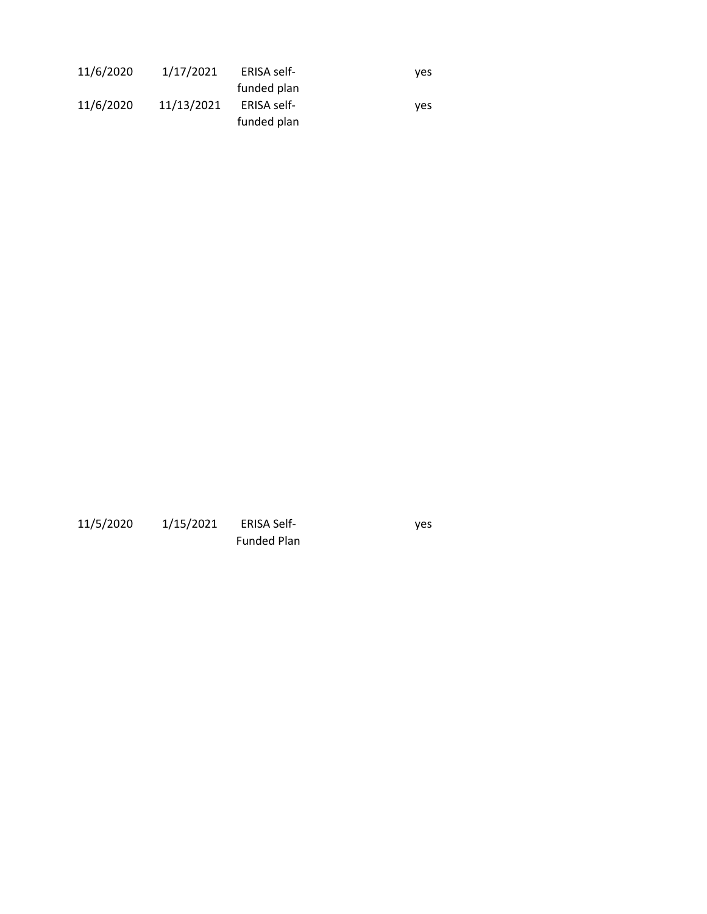| | | | | |
|---|---|---|---|---|
| 11/6/2020 | 1/17/2021 | ERISA self-funded plan | | yes |
| 11/6/2020 | 11/13/2021 | ERISA self-funded plan | | yes |
| 11/5/2020 | 1/15/2021 | ERISA Self-Funded Plan | | yes |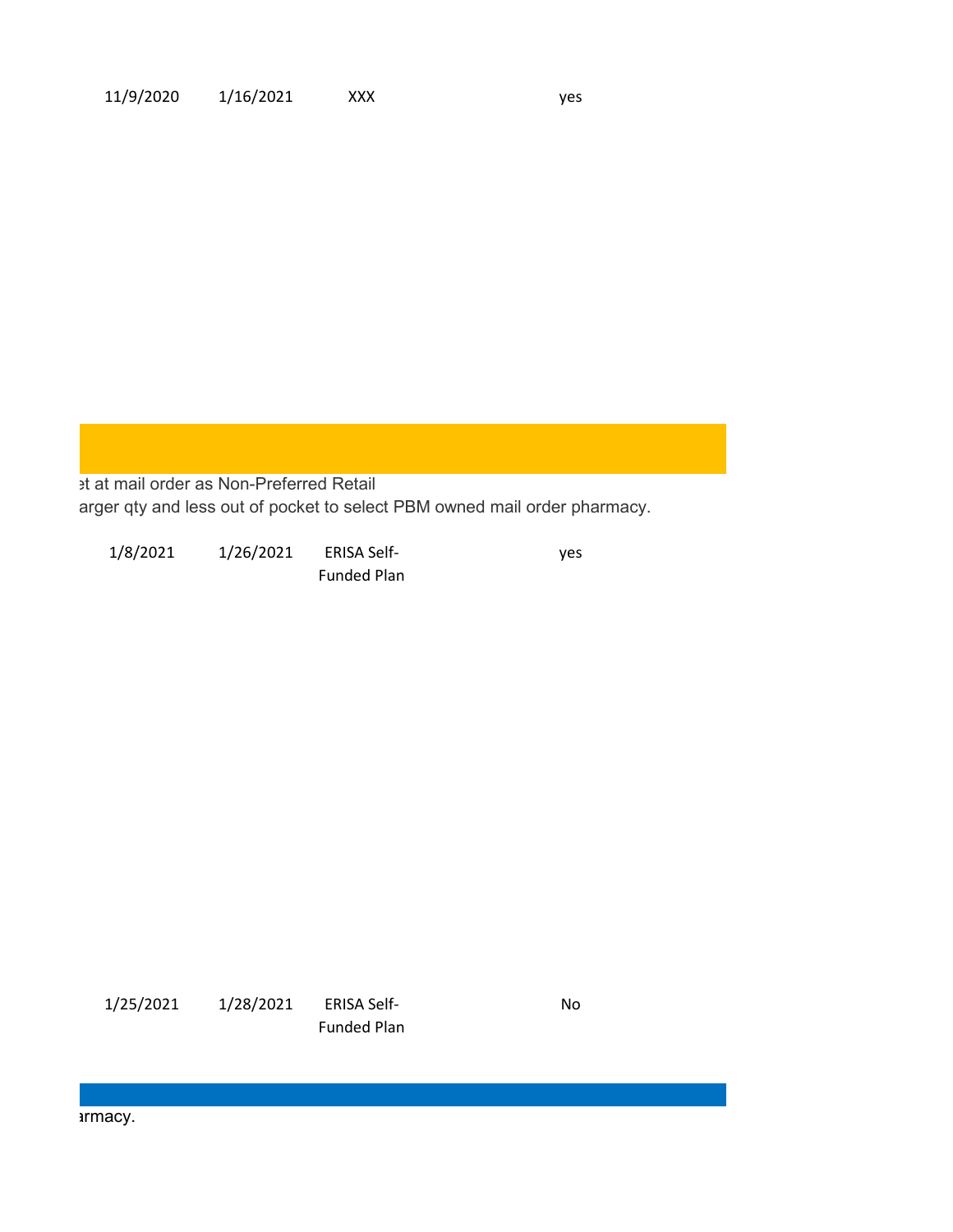| | | | |
|---|---|---|---|
| 11/9/2020 | 1/16/2021 | XXX | yes |

et at mail order as Non-Preferred Retail
arger qty and less out of pocket to select PBM owned mail order pharmacy.

| | | | |
|---|---|---|---|
| 1/8/2021 | 1/26/2021 | ERISA Self-Funded Plan | yes |
| 1/25/2021 | 1/28/2021 | ERISA Self-Funded Plan | No |

armacy.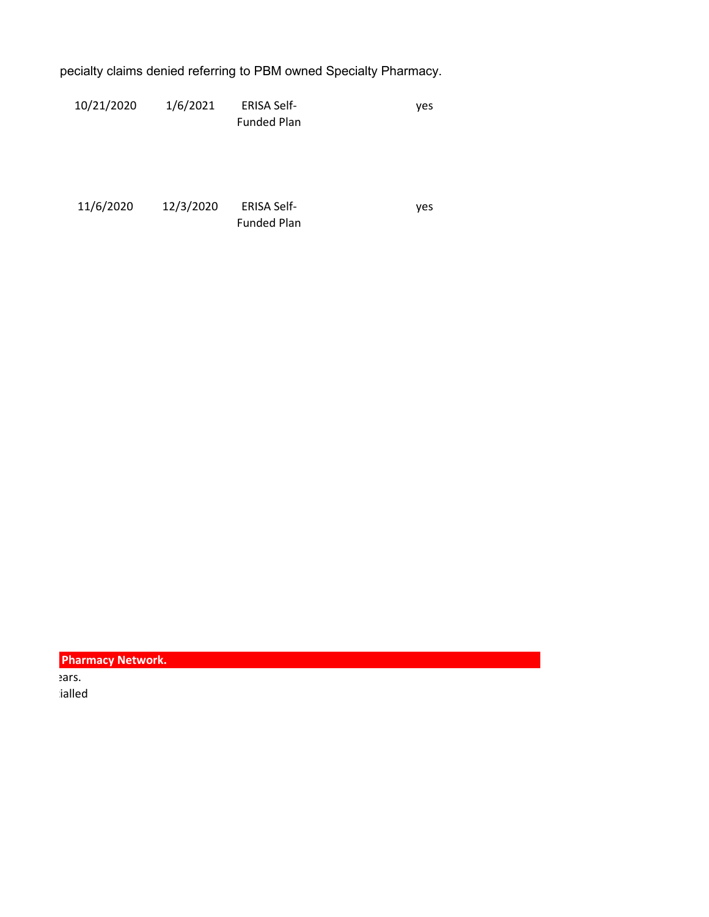pecialty claims denied referring to PBM owned Specialty Pharmacy.

| | | | |
|---|---|---|---|
| 10/21/2020 | 1/6/2021 | ERISA Self-Funded Plan | yes |
| 11/6/2020 | 12/3/2020 | ERISA Self-Funded Plan | yes |

**Pharmacy Network.**

ears.

ialled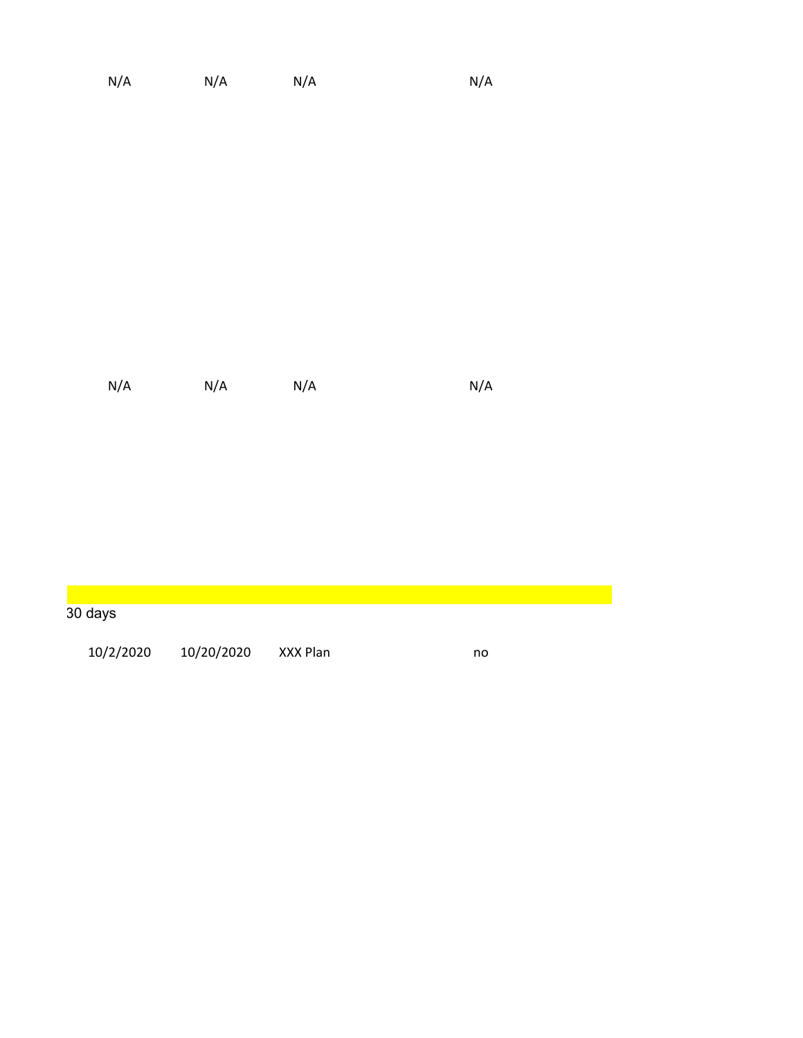| | | | |
|---|---|---|---|
| N/A | N/A | N/A | N/A |
| N/A | N/A | N/A | N/A |

30 days

| | | | |
|---|---|---|---|
| 10/2/2020 | 10/20/2020 | XXX Plan | no |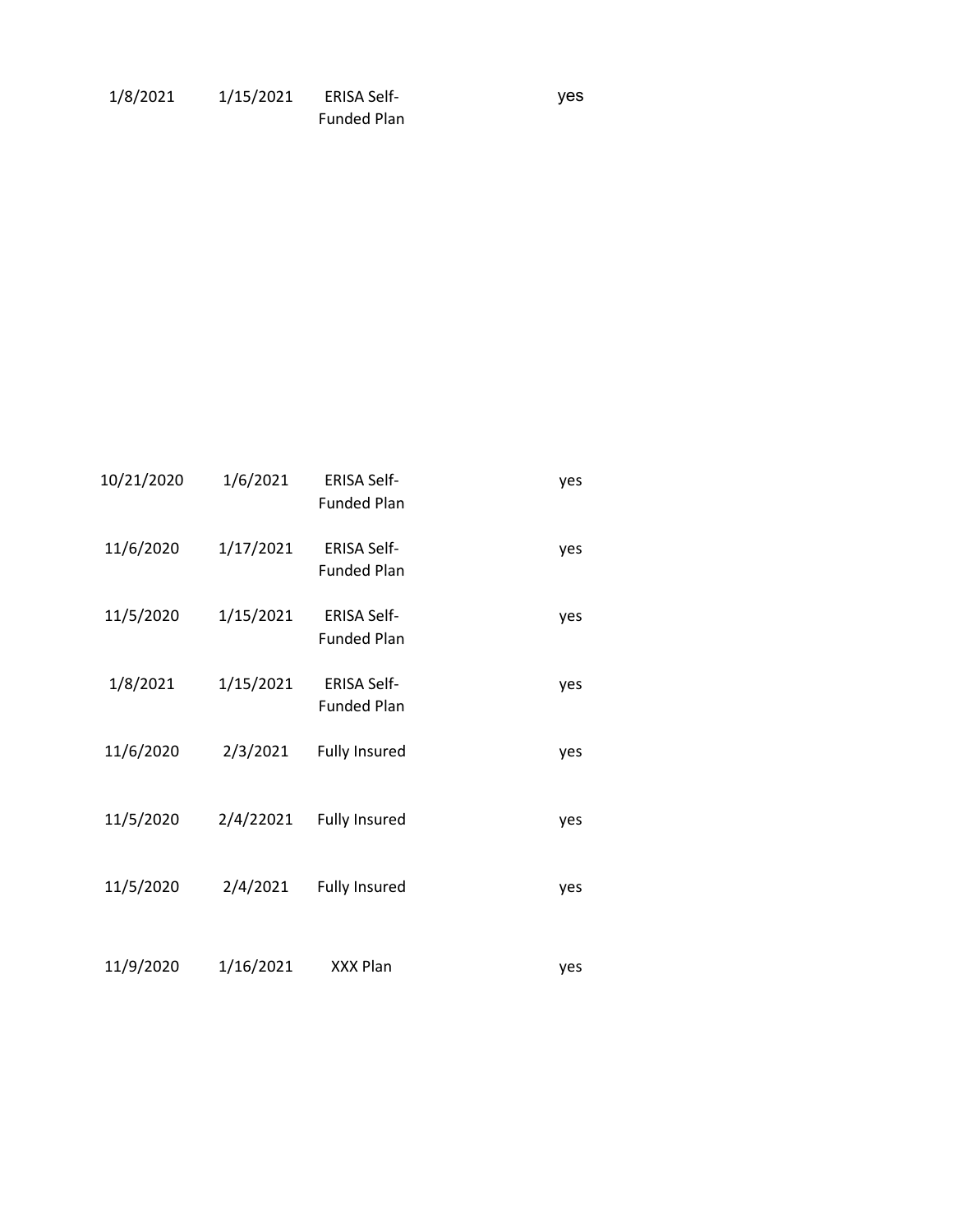| | | | |
|---|---|---|---|
| 1/8/2021 | 1/15/2021 | ERISA Self-Funded Plan | yes |
| 10/21/2020 | 1/6/2021 | ERISA Self-Funded Plan | yes |
| 11/6/2020 | 1/17/2021 | ERISA Self-Funded Plan | yes |
| 11/5/2020 | 1/15/2021 | ERISA Self-Funded Plan | yes |
| 1/8/2021 | 1/15/2021 | ERISA Self-Funded Plan | yes |
| 11/6/2020 | 2/3/2021 | Fully Insured | yes |
| 11/5/2020 | 2/4/22021 | Fully Insured | yes |
| 11/5/2020 | 2/4/2021 | Fully Insured | yes |
| 11/9/2020 | 1/16/2021 | XXX Plan | yes |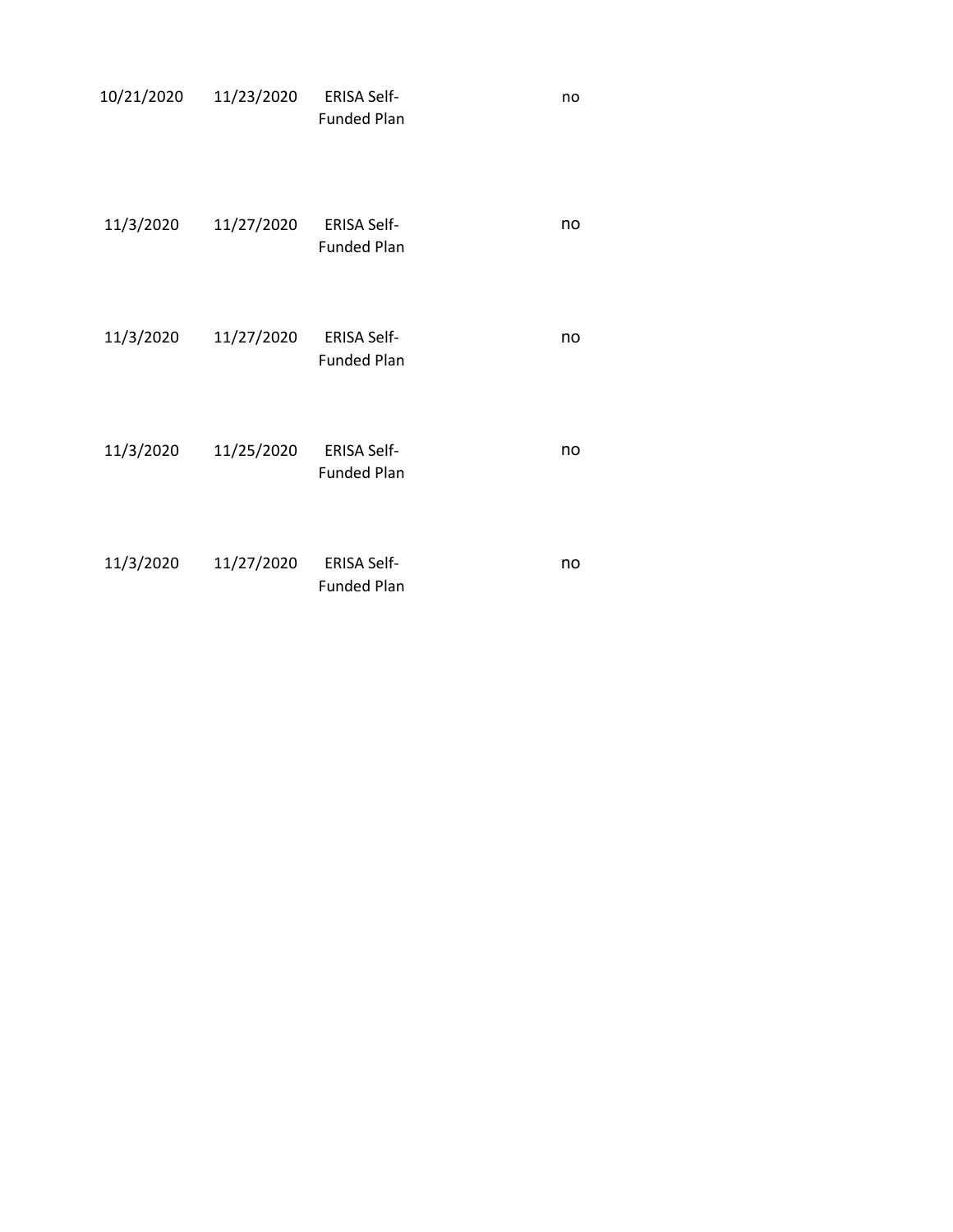| | | | | |
|---|---|---|---|---|
| 10/21/2020 | 11/23/2020 | ERISA Self-Funded Plan | | no |
| 11/3/2020 | 11/27/2020 | ERISA Self-Funded Plan | | no |
| 11/3/2020 | 11/27/2020 | ERISA Self-Funded Plan | | no |
| 11/3/2020 | 11/25/2020 | ERISA Self-Funded Plan | | no |
| 11/3/2020 | 11/27/2020 | ERISA Self-Funded Plan | | no |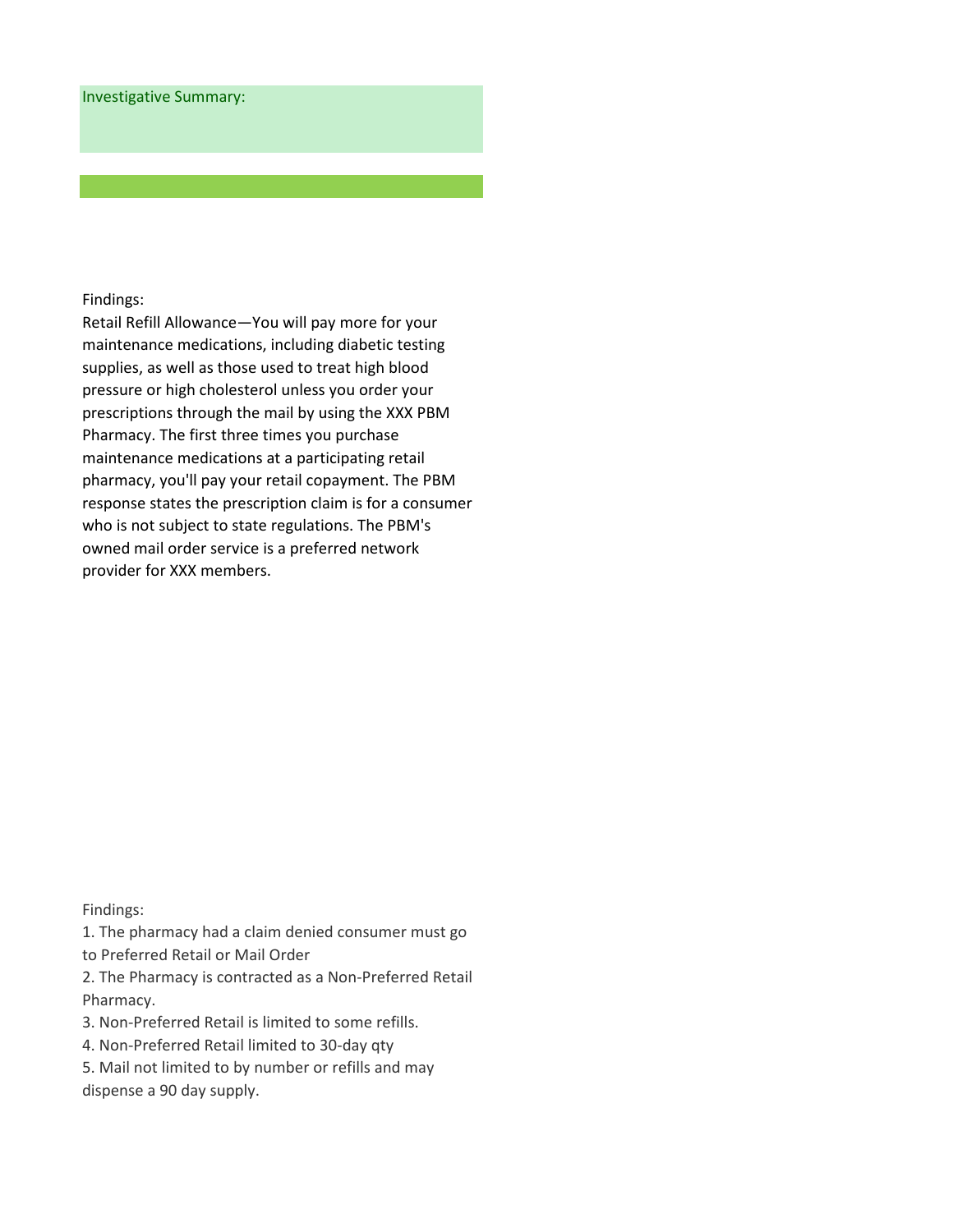Investigative Summary:

Findings:
Retail Refill Allowance—You will pay more for your maintenance medications, including diabetic testing supplies, as well as those used to treat high blood pressure or high cholesterol unless you order your prescriptions through the mail by using the XXX PBM Pharmacy. The first three times you purchase maintenance medications at a participating retail pharmacy, you'll pay your retail copayment. The PBM response states the prescription claim is for a consumer who is not subject to state regulations. The PBM's owned mail order service is a preferred network provider for XXX members.

Findings:

1. The pharmacy had a claim denied consumer must go to Preferred Retail or Mail Order
2. The Pharmacy is contracted as a Non-Preferred Retail Pharmacy.
3. Non-Preferred Retail is limited to some refills.
4. Non-Preferred Retail limited to 30-day qty
5. Mail not limited to by number or refills and may dispense a 90 day supply.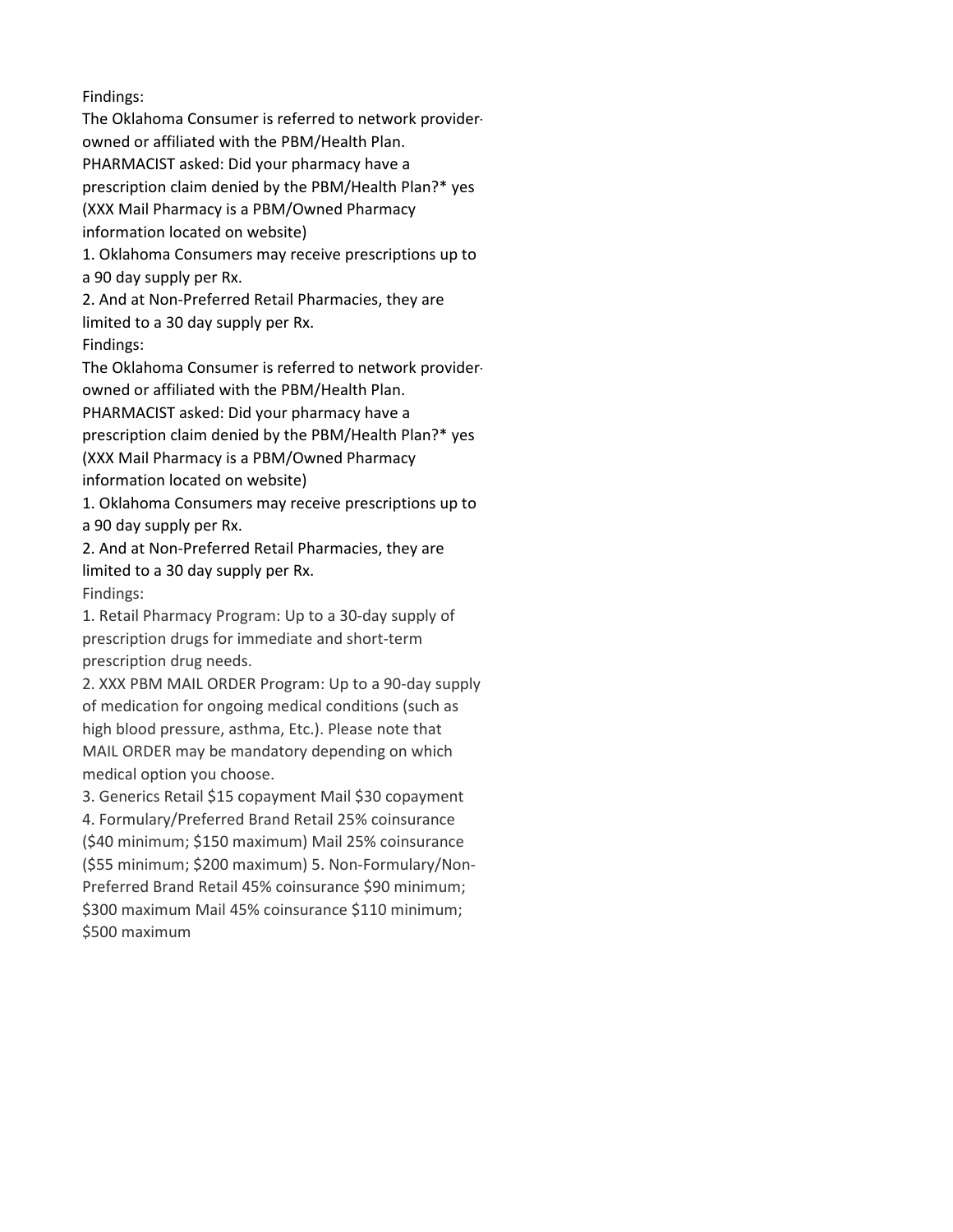Findings:

The Oklahoma Consumer is referred to network provider-owned or affiliated with the PBM/Health Plan.

PHARMACIST asked: Did your pharmacy have a prescription claim denied by the PBM/Health Plan?* yes (XXX Mail Pharmacy is a PBM/Owned Pharmacy information located on website)

1. Oklahoma Consumers may receive prescriptions up to a 90 day supply per Rx.
2. And at Non-Preferred Retail Pharmacies, they are limited to a 30 day supply per Rx.

Findings:

The Oklahoma Consumer is referred to network provider-owned or affiliated with the PBM/Health Plan.

PHARMACIST asked: Did your pharmacy have a prescription claim denied by the PBM/Health Plan?* yes (XXX Mail Pharmacy is a PBM/Owned Pharmacy information located on website)

1. Oklahoma Consumers may receive prescriptions up to a 90 day supply per Rx.
2. And at Non-Preferred Retail Pharmacies, they are limited to a 30 day supply per Rx.

Findings:

1. Retail Pharmacy Program: Up to a 30-day supply of prescription drugs for immediate and short-term prescription drug needs.
2. XXX PBM MAIL ORDER Program: Up to a 90-day supply of medication for ongoing medical conditions (such as high blood pressure, asthma, Etc.). Please note that MAIL ORDER may be mandatory depending on which medical option you choose.
3. Generics Retail $15 copayment Mail $30 copayment
4. Formulary/Preferred Brand Retail 25% coinsurance ($40 minimum; $150 maximum) Mail 25% coinsurance ($55 minimum; $200 maximum) 5. Non-Formulary/Non-Preferred Brand Retail 45% coinsurance $90 minimum; $300 maximum Mail 45% coinsurance $110 minimum; $500 maximum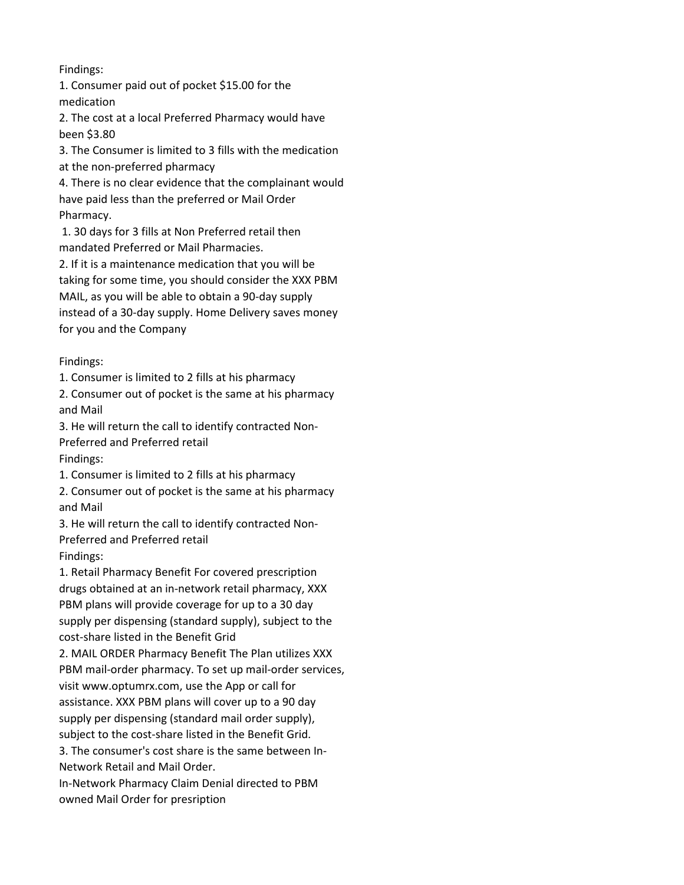Findings:

1. Consumer paid out of pocket $15.00 for the medication
2. The cost at a local Preferred Pharmacy would have been $3.80
3. The Consumer is limited to 3 fills with the medication at the non-preferred pharmacy
4. There is no clear evidence that the complainant would have paid less than the preferred or Mail Order Pharmacy.

1. 30 days for 3 fills at Non Preferred retail then mandated Preferred or Mail Pharmacies.
2. If it is a maintenance medication that you will be taking for some time, you should consider the XXX PBM MAIL, as you will be able to obtain a 90-day supply instead of a 30-day supply. Home Delivery saves money for you and the Company

Findings:

1. Consumer is limited to 2 fills at his pharmacy
2. Consumer out of pocket is the same at his pharmacy and Mail
3. He will return the call to identify contracted Non-Preferred and Preferred retail

Findings:

1. Consumer is limited to 2 fills at his pharmacy
2. Consumer out of pocket is the same at his pharmacy and Mail
3. He will return the call to identify contracted Non-Preferred and Preferred retail

Findings:

1. Retail Pharmacy Benefit For covered prescription drugs obtained at an in-network retail pharmacy, XXX PBM plans will provide coverage for up to a 30 day supply per dispensing (standard supply), subject to the cost-share listed in the Benefit Grid
2. MAIL ORDER Pharmacy Benefit The Plan utilizes XXX PBM mail-order pharmacy. To set up mail-order services, visit www.optumrx.com, use the App or call for assistance. XXX PBM plans will cover up to a 90 day supply per dispensing (standard mail order supply), subject to the cost-share listed in the Benefit Grid.
3. The consumer's cost share is the same between In-Network Retail and Mail Order.

In-Network Pharmacy Claim Denial directed to PBM owned Mail Order for presription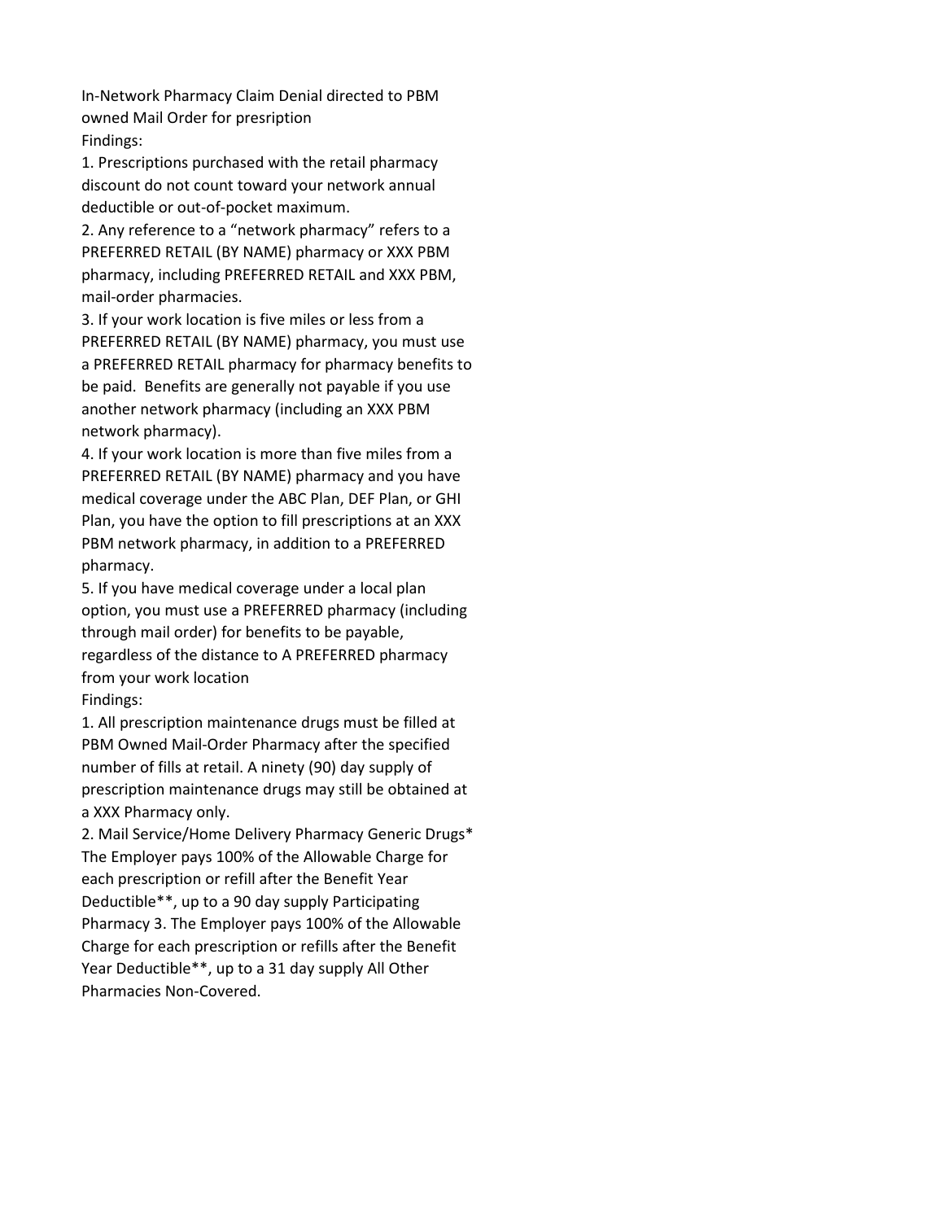In-Network Pharmacy Claim Denial directed to PBM owned Mail Order for presription

Findings:

1. Prescriptions purchased with the retail pharmacy discount do not count toward your network annual deductible or out-of-pocket maximum.
2. Any reference to a “network pharmacy” refers to a PREFERRED RETAIL (BY NAME) pharmacy or XXX PBM pharmacy, including PREFERRED RETAIL and XXX PBM, mail-order pharmacies.
3. If your work location is five miles or less from a PREFERRED RETAIL (BY NAME) pharmacy, you must use a PREFERRED RETAIL pharmacy for pharmacy benefits to be paid. Benefits are generally not payable if you use another network pharmacy (including an XXX PBM network pharmacy).
4. If your work location is more than five miles from a PREFERRED RETAIL (BY NAME) pharmacy and you have medical coverage under the ABC Plan, DEF Plan, or GHI Plan, you have the option to fill prescriptions at an XXX PBM network pharmacy, in addition to a PREFERRED pharmacy.
5. If you have medical coverage under a local plan option, you must use a PREFERRED pharmacy (including through mail order) for benefits to be payable, regardless of the distance to A PREFERRED pharmacy from your work location

Findings:

1. All prescription maintenance drugs must be filled at PBM Owned Mail-Order Pharmacy after the specified number of fills at retail. A ninety (90) day supply of prescription maintenance drugs may still be obtained at a XXX Pharmacy only.
2. Mail Service/Home Delivery Pharmacy Generic Drugs* The Employer pays 100% of the Allowable Charge for each prescription or refill after the Benefit Year Deductible**, up to a 90 day supply Participating Pharmacy 3. The Employer pays 100% of the Allowable Charge for each prescription or refills after the Benefit Year Deductible**, up to a 31 day supply All Other Pharmacies Non-Covered.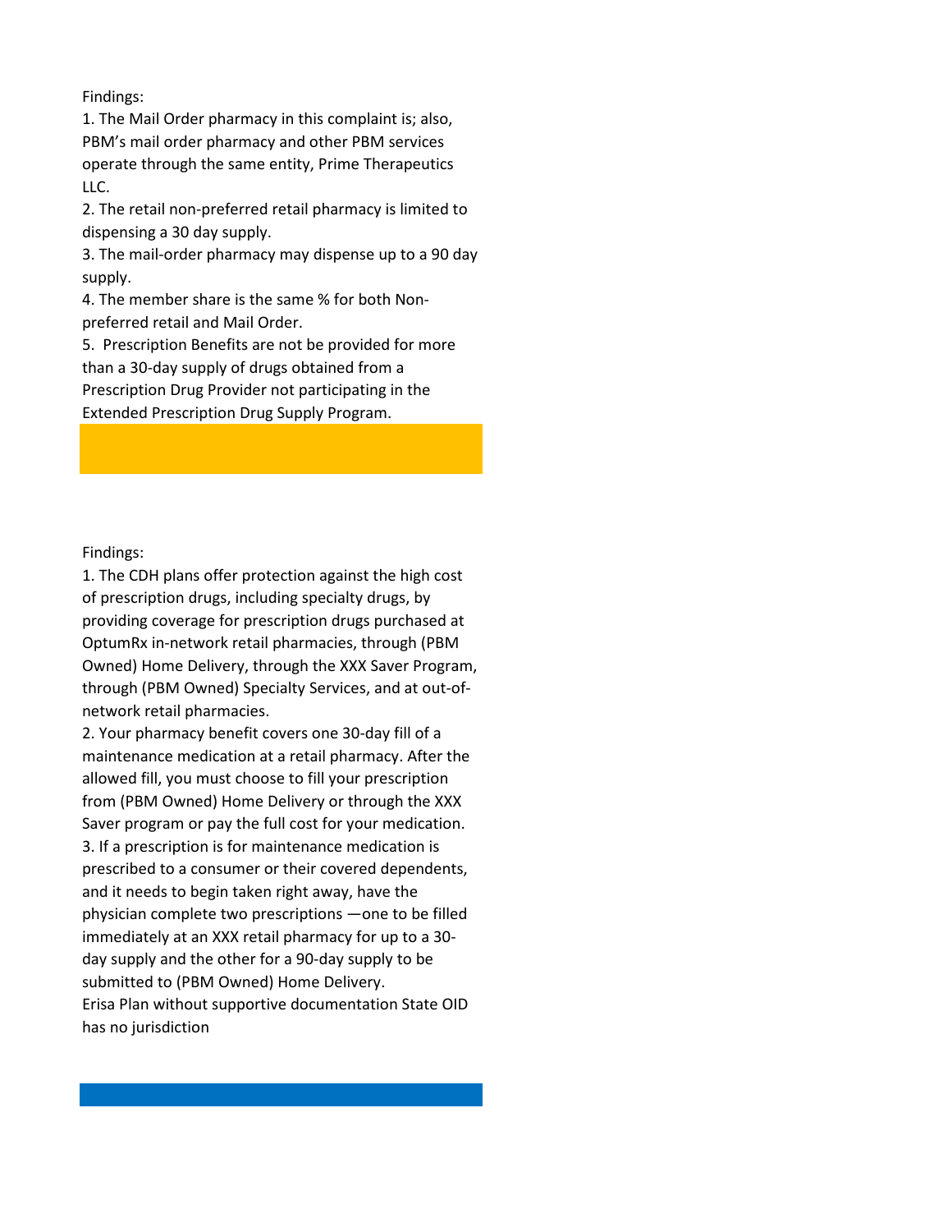Findings:

1. The Mail Order pharmacy in this complaint is; also, PBM's mail order pharmacy and other PBM services operate through the same entity, Prime Therapeutics LLC.
2. The retail non-preferred retail pharmacy is limited to dispensing a 30 day supply.
3. The mail-order pharmacy may dispense up to a 90 day supply.
4. The member share is the same % for both Non-preferred retail and Mail Order.
5. Prescription Benefits are not be provided for more than a 30-day supply of drugs obtained from a Prescription Drug Provider not participating in the Extended Prescription Drug Supply Program.

Findings:

1. The CDH plans offer protection against the high cost of prescription drugs, including specialty drugs, by providing coverage for prescription drugs purchased at OptumRx in-network retail pharmacies, through (PBM Owned) Home Delivery, through the XXX Saver Program, through (PBM Owned) Specialty Services, and at out-of-network retail pharmacies.
2. Your pharmacy benefit covers one 30-day fill of a maintenance medication at a retail pharmacy. After the allowed fill, you must choose to fill your prescription from (PBM Owned) Home Delivery or through the XXX Saver program or pay the full cost for your medication.
3. If a prescription is for maintenance medication is prescribed to a consumer or their covered dependents, and it needs to begin taken right away, have the physician complete two prescriptions —one to be filled immediately at an XXX retail pharmacy for up to a 30-day supply and the other for a 90-day supply to be submitted to (PBM Owned) Home Delivery.

Erisa Plan without supportive documentation State OID has no jurisdiction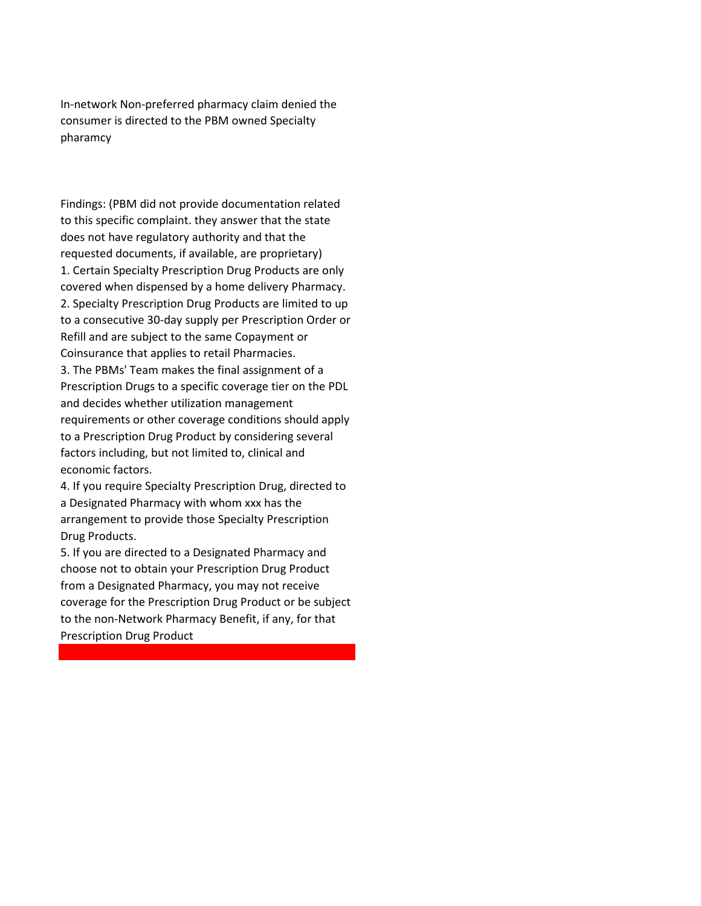In-network Non-preferred pharmacy claim denied the consumer is directed to the PBM owned Specialty pharamcy

Findings: (PBM did not provide documentation related to this specific complaint. they answer that the state does not have regulatory authority and that the requested documents, if available, are proprietary)

1. Certain Specialty Prescription Drug Products are only covered when dispensed by a home delivery Pharmacy.
2. Specialty Prescription Drug Products are limited to up to a consecutive 30-day supply per Prescription Order or Refill and are subject to the same Copayment or Coinsurance that applies to retail Pharmacies.
3. The PBMs' Team makes the final assignment of a Prescription Drugs to a specific coverage tier on the PDL and decides whether utilization management requirements or other coverage conditions should apply to a Prescription Drug Product by considering several factors including, but not limited to, clinical and economic factors.
4. If you require Specialty Prescription Drug, directed to a Designated Pharmacy with whom xxx has the arrangement to provide those Specialty Prescription Drug Products.
5. If you are directed to a Designated Pharmacy and choose not to obtain your Prescription Drug Product from a Designated Pharmacy, you may not receive coverage for the Prescription Drug Product or be subject to the non-Network Pharmacy Benefit, if any, for that Prescription Drug Product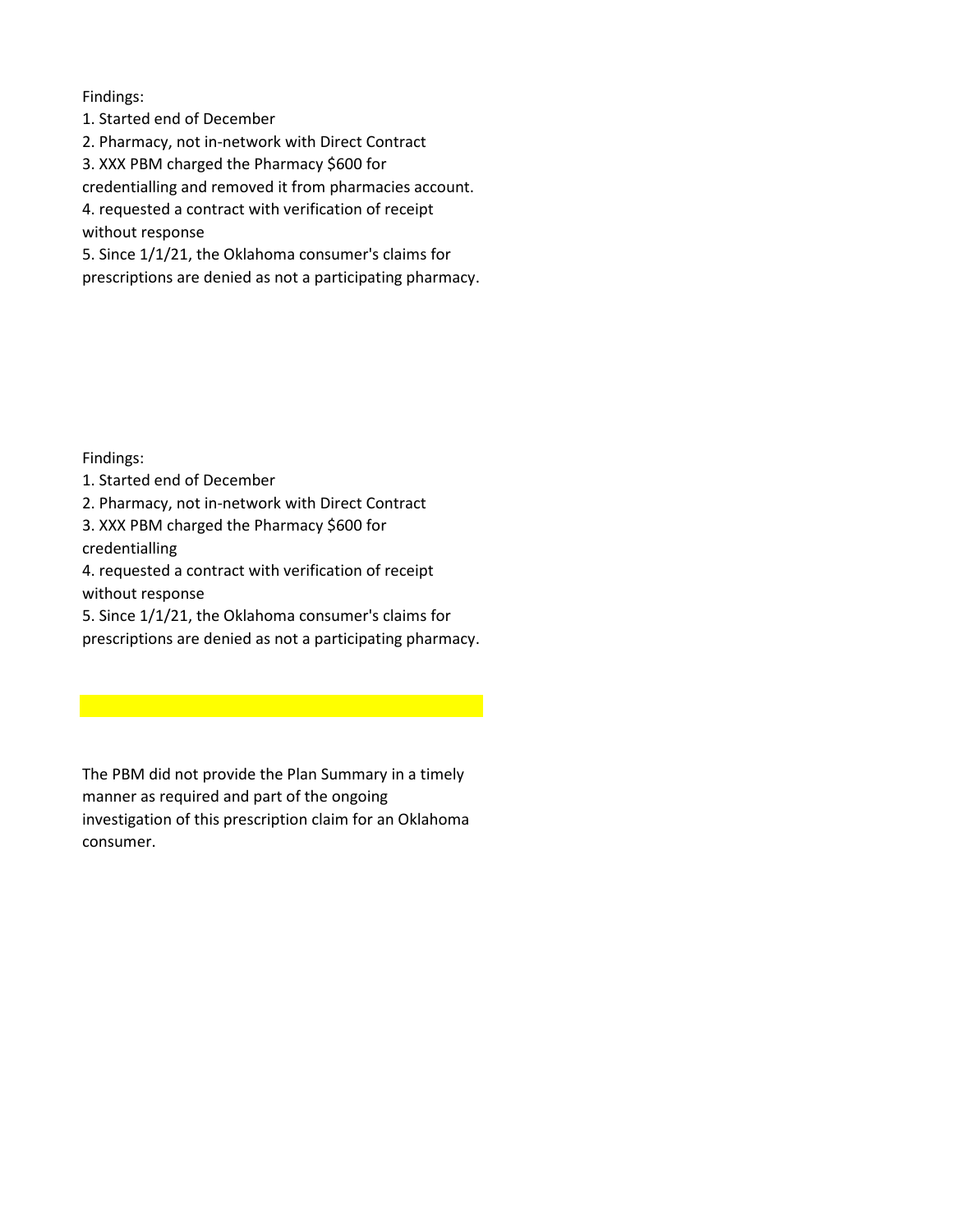Findings:

1. Started end of December
2. Pharmacy, not in-network with Direct Contract
3. XXX PBM charged the Pharmacy $600 for credentialling and removed it from pharmacies account.
4. requested a contract with verification of receipt without response
5. Since 1/1/21, the Oklahoma consumer's claims for prescriptions are denied as not a participating pharmacy.

Findings:

1. Started end of December
2. Pharmacy, not in-network with Direct Contract
3. XXX PBM charged the Pharmacy $600 for credentialling
4. requested a contract with verification of receipt without response
5. Since 1/1/21, the Oklahoma consumer's claims for prescriptions are denied as not a participating pharmacy.

The PBM did not provide the Plan Summary in a timely manner as required and part of the ongoing investigation of this prescription claim for an Oklahoma consumer.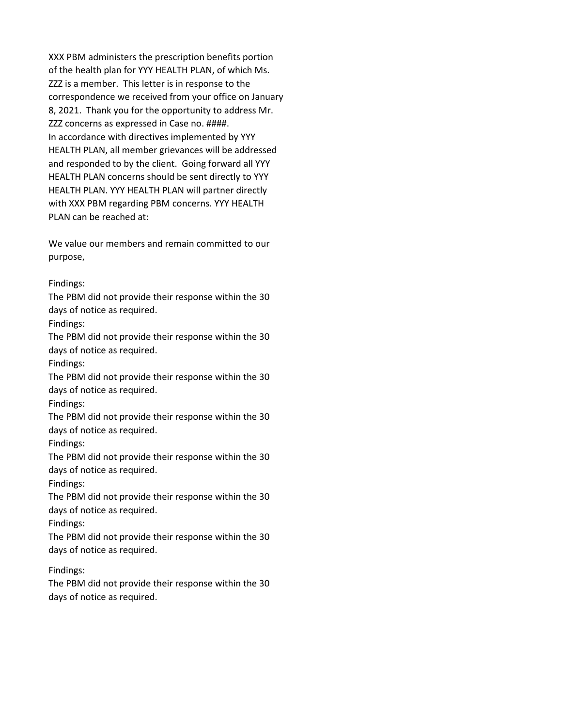XXX PBM administers the prescription benefits portion of the health plan for YYY HEALTH PLAN, of which Ms. ZZZ is a member. This letter is in response to the correspondence we received from your office on January 8, 2021. Thank you for the opportunity to address Mr. ZZZ concerns as expressed in Case no. ####.
In accordance with directives implemented by YYY HEALTH PLAN, all member grievances will be addressed and responded to by the client. Going forward all YYY HEALTH PLAN concerns should be sent directly to YYY HEALTH PLAN. YYY HEALTH PLAN will partner directly with XXX PBM regarding PBM concerns. YYY HEALTH PLAN can be reached at:

We value our members and remain committed to our purpose,

Findings:
The PBM did not provide their response within the 30 days of notice as required.
Findings:
The PBM did not provide their response within the 30 days of notice as required.
Findings:
The PBM did not provide their response within the 30 days of notice as required.
Findings:
The PBM did not provide their response within the 30 days of notice as required.
Findings:
The PBM did not provide their response within the 30 days of notice as required.
Findings:
The PBM did not provide their response within the 30 days of notice as required.
Findings:
The PBM did not provide their response within the 30 days of notice as required.

Findings:
The PBM did not provide their response within the 30 days of notice as required.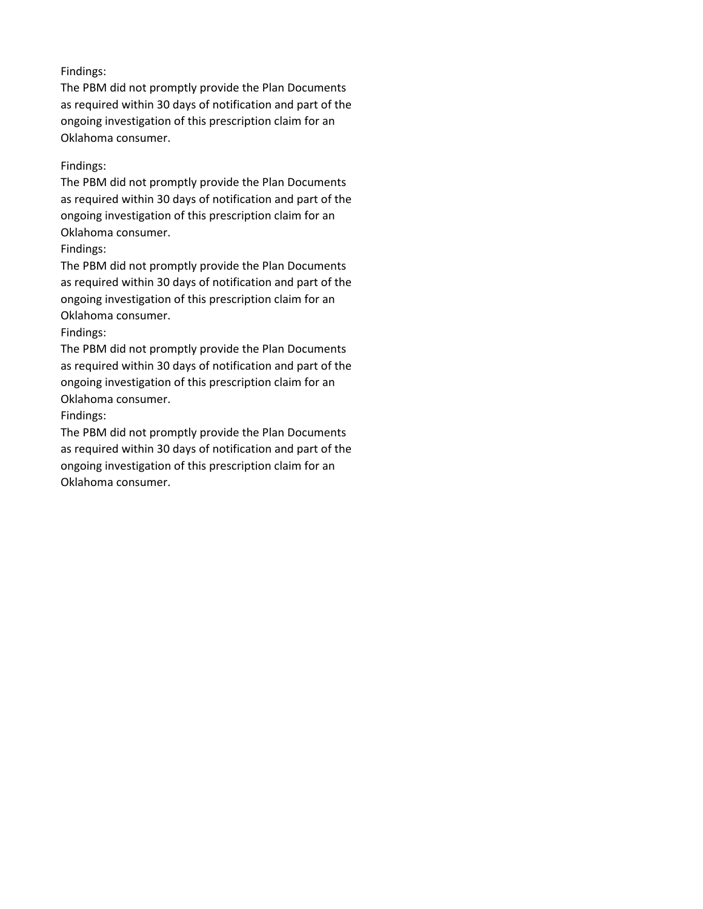Findings:
The PBM did not promptly provide the Plan Documents as required within 30 days of notification and part of the ongoing investigation of this prescription claim for an Oklahoma consumer.

Findings:
The PBM did not promptly provide the Plan Documents as required within 30 days of notification and part of the ongoing investigation of this prescription claim for an Oklahoma consumer.

Findings:
The PBM did not promptly provide the Plan Documents as required within 30 days of notification and part of the ongoing investigation of this prescription claim for an Oklahoma consumer.

Findings:
The PBM did not promptly provide the Plan Documents as required within 30 days of notification and part of the ongoing investigation of this prescription claim for an Oklahoma consumer.

Findings:
The PBM did not promptly provide the Plan Documents as required within 30 days of notification and part of the ongoing investigation of this prescription claim for an Oklahoma consumer.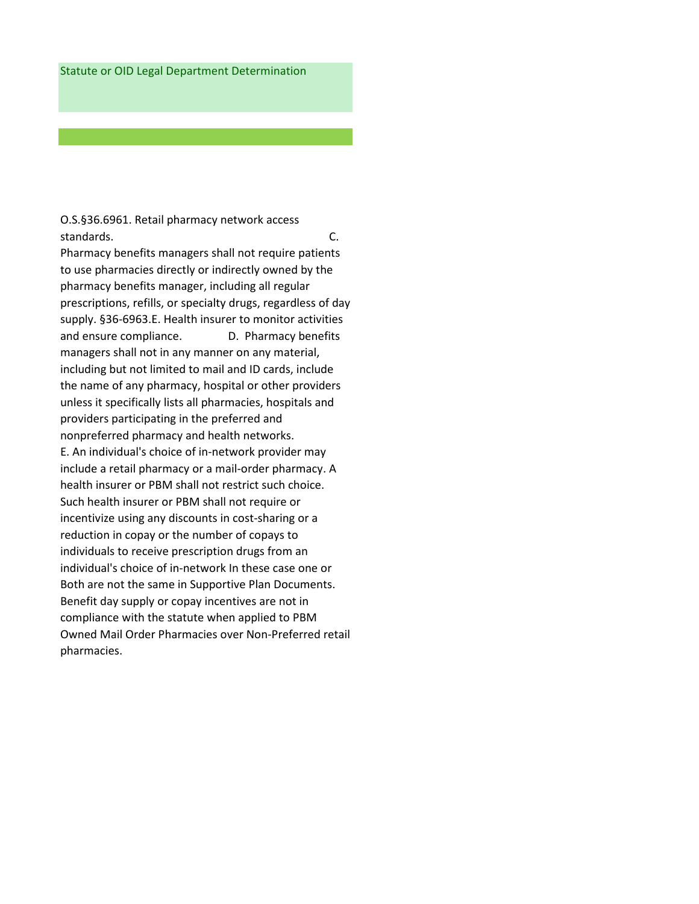Statute or OID Legal Department Determination

O.S.§36.6961. Retail pharmacy network access standards. C. Pharmacy benefits managers shall not require patients to use pharmacies directly or indirectly owned by the pharmacy benefits manager, including all regular prescriptions, refills, or specialty drugs, regardless of day supply. §36-6963.E. Health insurer to monitor activities and ensure compliance. D. Pharmacy benefits managers shall not in any manner on any material, including but not limited to mail and ID cards, include the name of any pharmacy, hospital or other providers unless it specifically lists all pharmacies, hospitals and providers participating in the preferred and nonpreferred pharmacy and health networks. E. An individual's choice of in-network provider may include a retail pharmacy or a mail-order pharmacy. A health insurer or PBM shall not restrict such choice. Such health insurer or PBM shall not require or incentivize using any discounts in cost-sharing or a reduction in copay or the number of copays to individuals to receive prescription drugs from an individual's choice of in-network In these case one or Both are not the same in Supportive Plan Documents. Benefit day supply or copay incentives are not in compliance with the statute when applied to PBM Owned Mail Order Pharmacies over Non-Preferred retail pharmacies.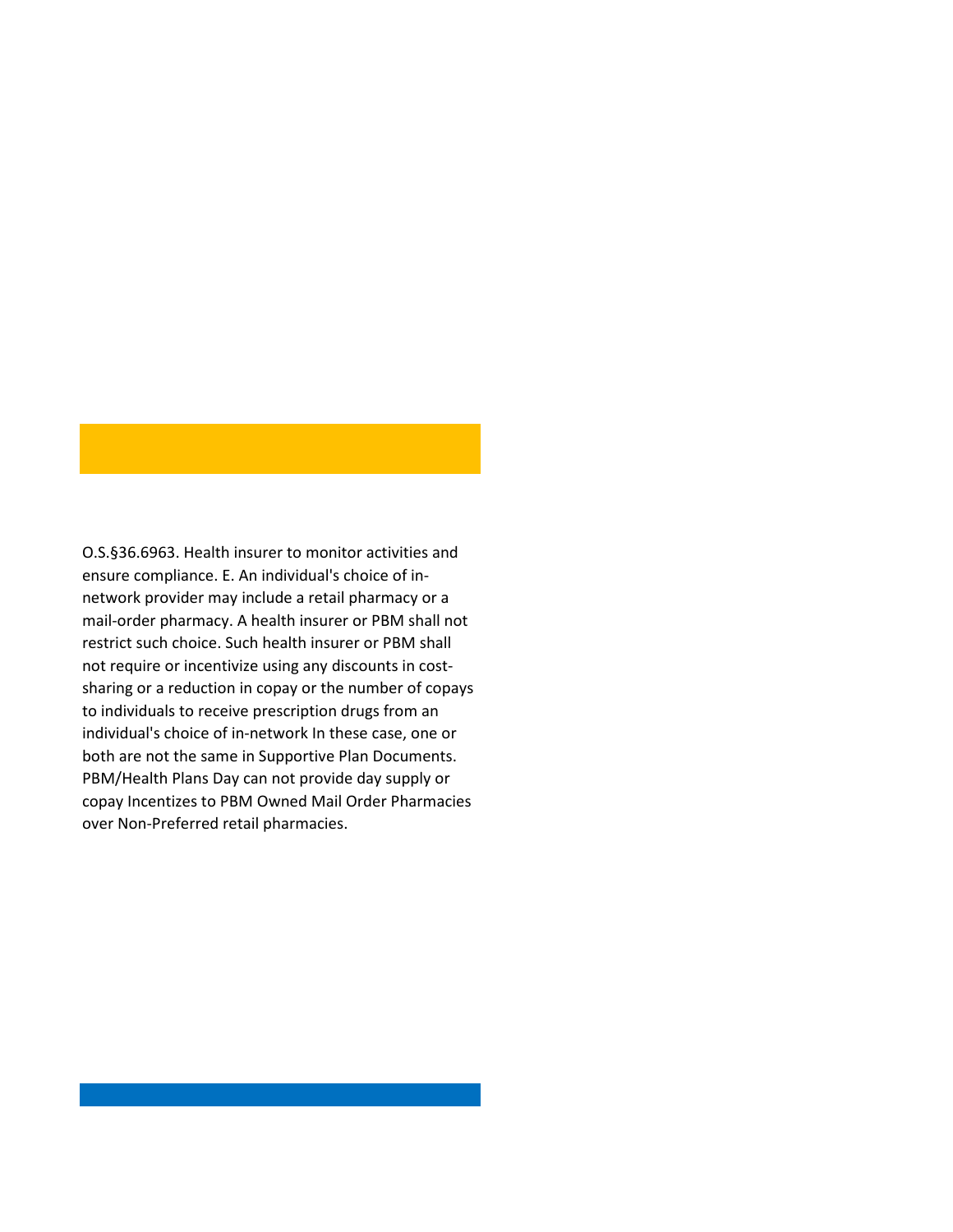O.S.§36.6963. Health insurer to monitor activities and ensure compliance. E. An individual's choice of in-network provider may include a retail pharmacy or a mail-order pharmacy. A health insurer or PBM shall not restrict such choice. Such health insurer or PBM shall not require or incentivize using any discounts in cost-sharing or a reduction in copay or the number of copays to individuals to receive prescription drugs from an individual's choice of in-network In these case, one or both are not the same in Supportive Plan Documents. PBM/Health Plans Day can not provide day supply or copay Incentizes to PBM Owned Mail Order Pharmacies over Non-Preferred retail pharmacies.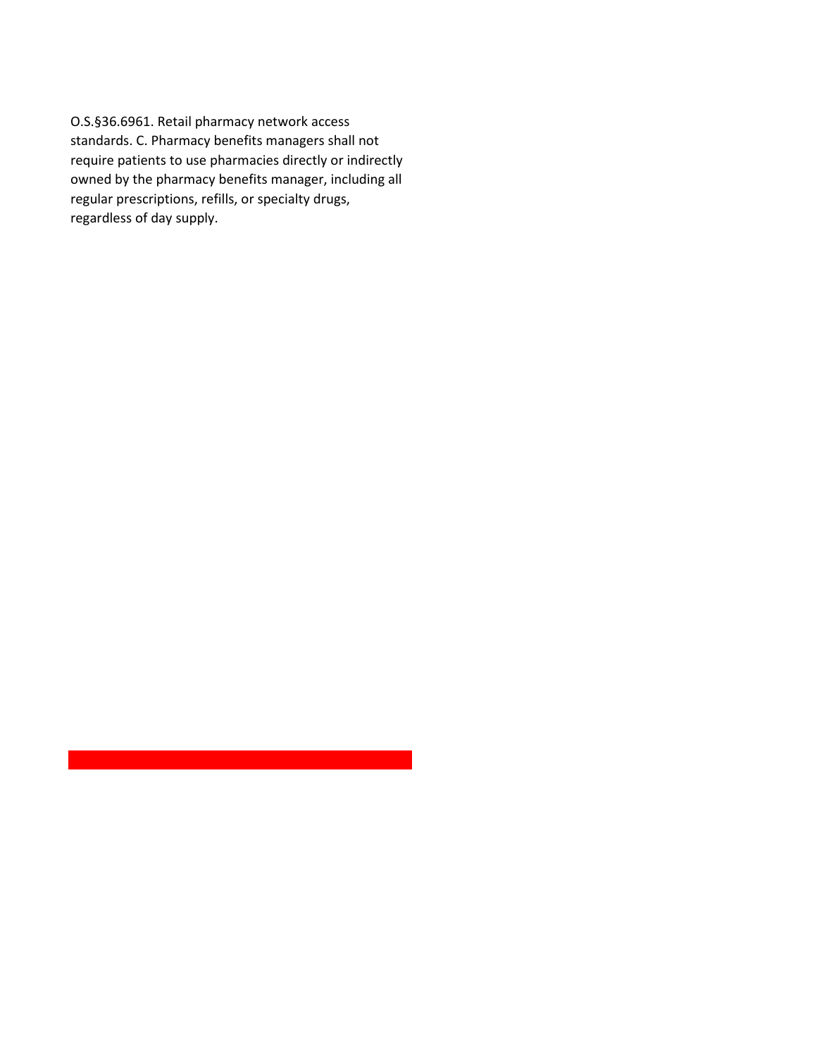O.S.§36.6961. Retail pharmacy network access standards. C. Pharmacy benefits managers shall not require patients to use pharmacies directly or indirectly owned by the pharmacy benefits manager, including all regular prescriptions, refills, or specialty drugs, regardless of day supply.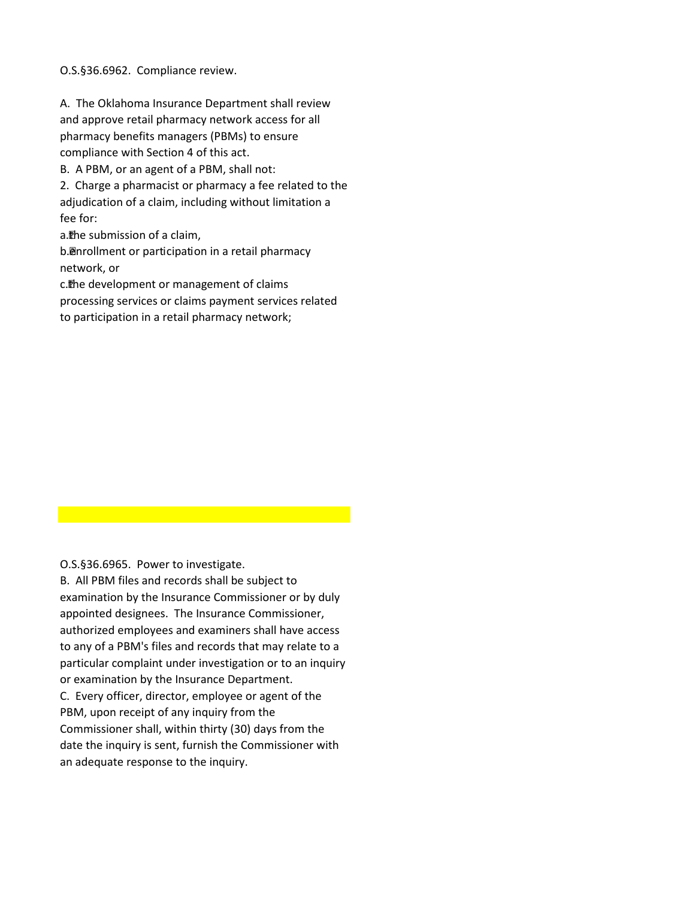O.S.§36.6962. Compliance review.

A. The Oklahoma Insurance Department shall review and approve retail pharmacy network access for all pharmacy benefits managers (PBMs) to ensure compliance with Section 4 of this act.

B. A PBM, or an agent of a PBM, shall not:

2. Charge a pharmacist or pharmacy a fee related to the adjudication of a claim, including without limitation a fee for:

a. the submission of a claim,

b. enrollment or participation in a retail pharmacy network, or

c. the development or management of claims processing services or claims payment services related to participation in a retail pharmacy network;

O.S.§36.6965. Power to investigate.

B. All PBM files and records shall be subject to examination by the Insurance Commissioner or by duly appointed designees. The Insurance Commissioner, authorized employees and examiners shall have access to any of a PBM's files and records that may relate to a particular complaint under investigation or to an inquiry or examination by the Insurance Department.

C. Every officer, director, employee or agent of the PBM, upon receipt of any inquiry from the Commissioner shall, within thirty (30) days from the date the inquiry is sent, furnish the Commissioner with an adequate response to the inquiry.